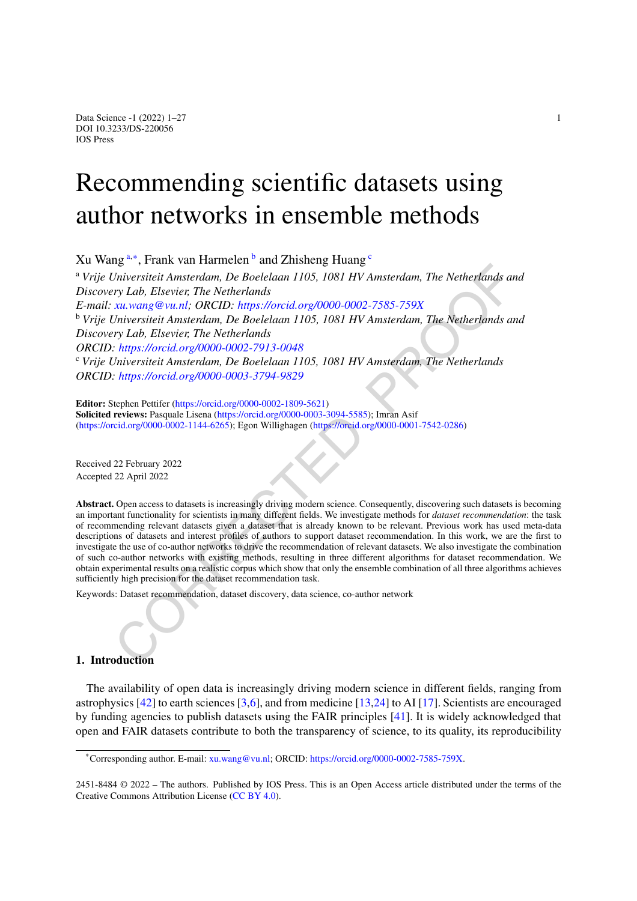# Recommending scientific datasets using author networks in ensemble methods

Xu Wang [a,*], Frank van Harmelen [b] and Zhisheng Huang [c]

[a] *Vrije Universiteit Amsterdam, De Boelelaan 1105, 1081 HV Amsterdam, The Netherlands and Discovery Lab, Elsevier, The Netherlands*
*E-mail: xu.wang@vu.nl; ORCID: https://orcid.org/0000-0002-7585-759X*

[b] *Vrije Universiteit Amsterdam, De Boelelaan 1105, 1081 HV Amsterdam, The Netherlands and Discovery Lab, Elsevier, The Netherlands*
*ORCID: https://orcid.org/0000-0002-7913-0048*

[c] *Vrije Universiteit Amsterdam, De Boelelaan 1105, 1081 HV Amsterdam, The Netherlands*
*ORCID: https://orcid.org/0000-0003-3794-9829*

**Editor:** Stephen Pettifer (https://orcid.org/0000-0002-1809-5621)
**Solicited reviews:** Pasquale Lisena (https://orcid.org/0000-0003-3094-5585); Imran Asif (https://orcid.org/0000-0002-1144-6265); Egon Willighagen (https://orcid.org/0000-0001-7542-0286)

Received 22 February 2022
Accepted 22 April 2022

**Abstract.** Open access to datasets is increasingly driving modern science. Consequently, discovering such datasets is becoming an important functionality for scientists in many different fields. We investigate methods for *dataset recommendation*: the task of recommending relevant datasets given a dataset that is already known to be relevant. Previous work has used meta-data descriptions of datasets and interest profiles of authors to support dataset recommendation. In this work, we are the first to investigate the use of co-author networks to drive the recommendation of relevant datasets. We also investigate the combination of such co-author networks with existing methods, resulting in three different algorithms for dataset recommendation. We obtain experimental results on a realistic corpus which show that only the ensemble combination of all three algorithms achieves sufficiently high precision for the dataset recommendation task.

Keywords: Dataset recommendation, dataset discovery, data science, co-author network

## 1. Introduction

The availability of open data is increasingly driving modern science in different fields, ranging from astrophysics [42] to earth sciences [3,6], and from medicine [13,24] to AI [17]. Scientists are encouraged by funding agencies to publish datasets using the FAIR principles [41]. It is widely acknowledged that open and FAIR datasets contribute to both the transparency of science, to its quality, its reproducibility

---

*Corresponding author. E-mail: xu.wang@vu.nl; ORCID: https://orcid.org/0000-0002-7585-759X.

2451-8484 © 2022 – The authors. Published by IOS Press. This is an Open Access article distributed under the terms of the Creative Commons Attribution License (CC BY 4.0).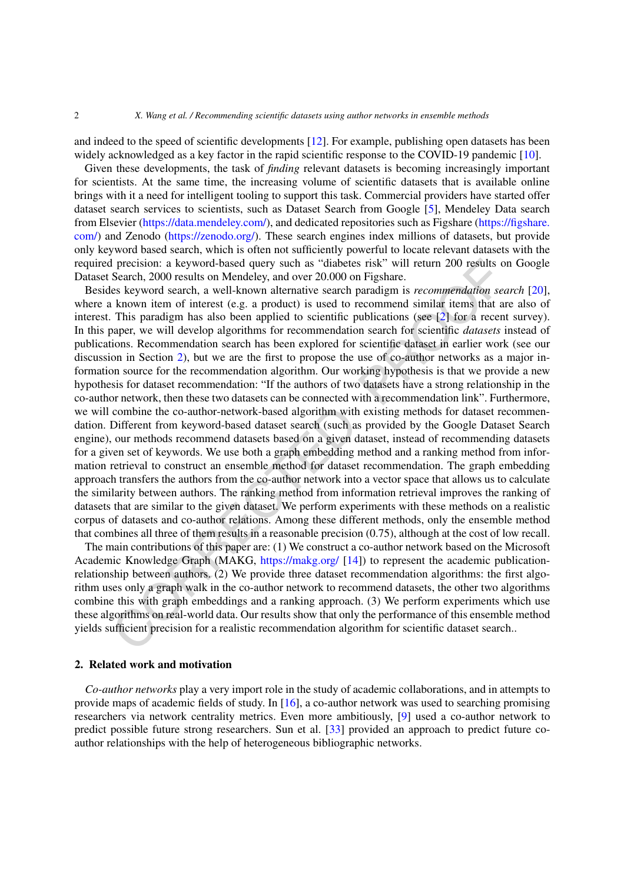and indeed to the speed of scientific developments [12]. For example, publishing open datasets has been widely acknowledged as a key factor in the rapid scientific response to the COVID-19 pandemic [10].

Given these developments, the task of *finding* relevant datasets is becoming increasingly important for scientists. At the same time, the increasing volume of scientific datasets that is available online brings with it a need for intelligent tooling to support this task. Commercial providers have started offer dataset search services to scientists, such as Dataset Search from Google [5], Mendeley Data search from Elsevier (https://data.mendeley.com/), and dedicated repositories such as Figshare (https://figshare.com/) and Zenodo (https://zenodo.org/). These search engines index millions of datasets, but provide only keyword based search, which is often not sufficiently powerful to locate relevant datasets with the required precision: a keyword-based query such as "diabetes risk" will return 200 results on Google Dataset Search, 2000 results on Mendeley, and over 20.000 on Figshare.

Besides keyword search, a well-known alternative search paradigm is *recommendation search* [20], where a known item of interest (e.g. a product) is used to recommend similar items that are also of interest. This paradigm has also been applied to scientific publications (see [2] for a recent survey). In this paper, we will develop algorithms for recommendation search for scientific *datasets* instead of publications. Recommendation search has been explored for scientific dataset in earlier work (see our discussion in Section 2), but we are the first to propose the use of co-author networks as a major information source for the recommendation algorithm. Our working hypothesis is that we provide a new hypothesis for dataset recommendation: "If the authors of two datasets have a strong relationship in the co-author network, then these two datasets can be connected with a recommendation link". Furthermore, we will combine the co-author-network-based algorithm with existing methods for dataset recommendation. Different from keyword-based dataset search (such as provided by the Google Dataset Search engine), our methods recommend datasets based on a given dataset, instead of recommending datasets for a given set of keywords. We use both a graph embedding method and a ranking method from information retrieval to construct an ensemble method for dataset recommendation. The graph embedding approach transfers the authors from the co-author network into a vector space that allows us to calculate the similarity between authors. The ranking method from information retrieval improves the ranking of datasets that are similar to the given dataset. We perform experiments with these methods on a realistic corpus of datasets and co-author relations. Among these different methods, only the ensemble method that combines all three of them results in a reasonable precision (0.75), although at the cost of low recall.

The main contributions of this paper are: (1) We construct a co-author network based on the Microsoft Academic Knowledge Graph (MAKG, https://makg.org/ [14]) to represent the academic publication-relationship between authors. (2) We provide three dataset recommendation algorithms: the first algorithm uses only a graph walk in the co-author network to recommend datasets, the other two algorithms combine this with graph embeddings and a ranking approach. (3) We perform experiments which use these algorithms on real-world data. Our results show that only the performance of this ensemble method yields sufficient precision for a realistic recommendation algorithm for scientific dataset search..

## 2. Related work and motivation

*Co-author networks* play a very import role in the study of academic collaborations, and in attempts to provide maps of academic fields of study. In [16], a co-author network was used to searching promising researchers via network centrality metrics. Even more ambitiously, [9] used a co-author network to predict possible future strong researchers. Sun et al. [33] provided an approach to predict future co-author relationships with the help of heterogeneous bibliographic networks.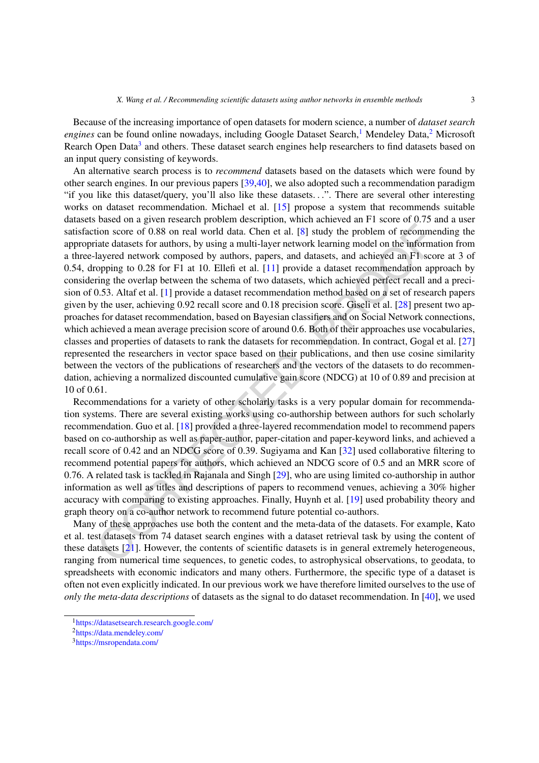Because of the increasing importance of open datasets for modern science, a number of *dataset search engines* can be found online nowadays, including Google Dataset Search,[1] Mendeley Data,[2] Microsoft Rearch Open Data[3] and others. These dataset search engines help researchers to find datasets based on an input query consisting of keywords.

An alternative search process is to *recommend* datasets based on the datasets which were found by other search engines. In our previous papers [39,40], we also adopted such a recommendation paradigm "if you like this dataset/query, you'll also like these datasets...". There are several other interesting works on dataset recommendation. Michael et al. [15] propose a system that recommends suitable datasets based on a given research problem description, which achieved an F1 score of 0.75 and a user satisfaction score of 0.88 on real world data. Chen et al. [8] study the problem of recommending the appropriate datasets for authors, by using a multi-layer network learning model on the information from a three-layered network composed by authors, papers, and datasets, and achieved an F1 score at 3 of 0.54, dropping to 0.28 for F1 at 10. Ellefi et al. [11] provide a dataset recommendation approach by considering the overlap between the schema of two datasets, which achieved perfect recall and a precision of 0.53. Altaf et al. [1] provide a dataset recommendation method based on a set of research papers given by the user, achieving 0.92 recall score and 0.18 precision score. Giseli et al. [28] present two approaches for dataset recommendation, based on Bayesian classifiers and on Social Network connections, which achieved a mean average precision score of around 0.6. Both of their approaches use vocabularies, classes and properties of datasets to rank the datasets for recommendation. In contract, Gogal et al. [27] represented the researchers in vector space based on their publications, and then use cosine similarity between the vectors of the publications of researchers and the vectors of the datasets to do recommendation, achieving a normalized discounted cumulative gain score (NDCG) at 10 of 0.89 and precision at 10 of 0.61.

Recommendations for a variety of other scholarly tasks is a very popular domain for recommendation systems. There are several existing works using co-authorship between authors for such scholarly recommendation. Guo et al. [18] provided a three-layered recommendation model to recommend papers based on co-authorship as well as paper-author, paper-citation and paper-keyword links, and achieved a recall score of 0.42 and an NDCG score of 0.39. Sugiyama and Kan [32] used collaborative filtering to recommend potential papers for authors, which achieved an NDCG score of 0.5 and an MRR score of 0.76. A related task is tackled in Rajanala and Singh [29], who are using limited co-authorship in author information as well as titles and descriptions of papers to recommend venues, achieving a 30% higher accuracy with comparing to existing approaches. Finally, Huynh et al. [19] used probability theory and graph theory on a co-author network to recommend future potential co-authors.

Many of these approaches use both the content and the meta-data of the datasets. For example, Kato et al. test datasets from 74 dataset search engines with a dataset retrieval task by using the content of these datasets [21]. However, the contents of scientific datasets is in general extremely heterogeneous, ranging from numerical time sequences, to genetic codes, to astrophysical observations, to geodata, to spreadsheets with economic indicators and many others. Furthermore, the specific type of a dataset is often not even explicitly indicated. In our previous work we have therefore limited ourselves to the use of *only the meta-data descriptions* of datasets as the signal to do dataset recommendation. In [40], we used

---

[1] https://datasetsearch.research.google.com/
[2] https://data.mendeley.com/
[3] https://msropendata.com/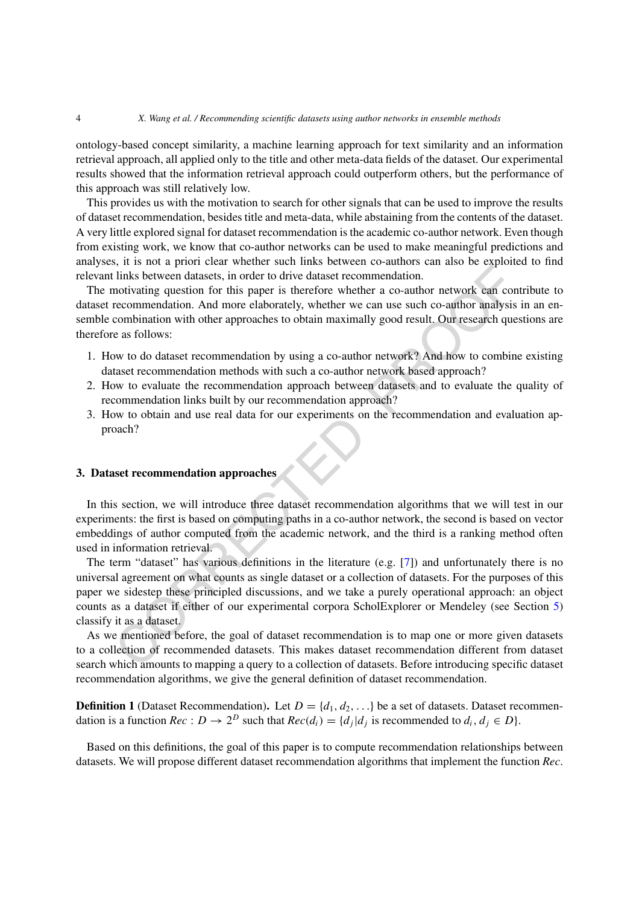ontology-based concept similarity, a machine learning approach for text similarity and an information retrieval approach, all applied only to the title and other meta-data fields of the dataset. Our experimental results showed that the information retrieval approach could outperform others, but the performance of this approach was still relatively low.

This provides us with the motivation to search for other signals that can be used to improve the results of dataset recommendation, besides title and meta-data, while abstaining from the contents of the dataset. A very little explored signal for dataset recommendation is the academic co-author network. Even though from existing work, we know that co-author networks can be used to make meaningful predictions and analyses, it is not a priori clear whether such links between co-authors can also be exploited to find relevant links between datasets, in order to drive dataset recommendation.

The motivating question for this paper is therefore whether a co-author network can contribute to dataset recommendation. And more elaborately, whether we can use such co-author analysis in an ensemble combination with other approaches to obtain maximally good result. Our research questions are therefore as follows:

1. How to do dataset recommendation by using a co-author network? And how to combine existing dataset recommendation methods with such a co-author network based approach?
2. How to evaluate the recommendation approach between datasets and to evaluate the quality of recommendation links built by our recommendation approach?
3. How to obtain and use real data for our experiments on the recommendation and evaluation approach?

## 3. Dataset recommendation approaches

In this section, we will introduce three dataset recommendation algorithms that we will test in our experiments: the first is based on computing paths in a co-author network, the second is based on vector embeddings of author computed from the academic network, and the third is a ranking method often used in information retrieval.

The term "dataset" has various definitions in the literature (e.g. [7]) and unfortunately there is no universal agreement on what counts as single dataset or a collection of datasets. For the purposes of this paper we sidestep these principled discussions, and we take a purely operational approach: an object counts as a dataset if either of our experimental corpora ScholExplorer or Mendeley (see Section 5) classify it as a dataset.

As we mentioned before, the goal of dataset recommendation is to map one or more given datasets to a collection of recommended datasets. This makes dataset recommendation different from dataset search which amounts to mapping a query to a collection of datasets. Before introducing specific dataset recommendation algorithms, we give the general definition of dataset recommendation.

**Definition 1** (Dataset Recommendation)**.** Let $D = \{d_1, d_2, \ldots\}$ be a set of datasets. Dataset recommendation is a function $Rec : D \rightarrow 2^D$ such that $Rec(d_i) = \{d_j | d_j \text{ is recommended to } d_i, d_j \in D\}$.

Based on this definitions, the goal of this paper is to compute recommendation relationships between datasets. We will propose different dataset recommendation algorithms that implement the function *Rec*.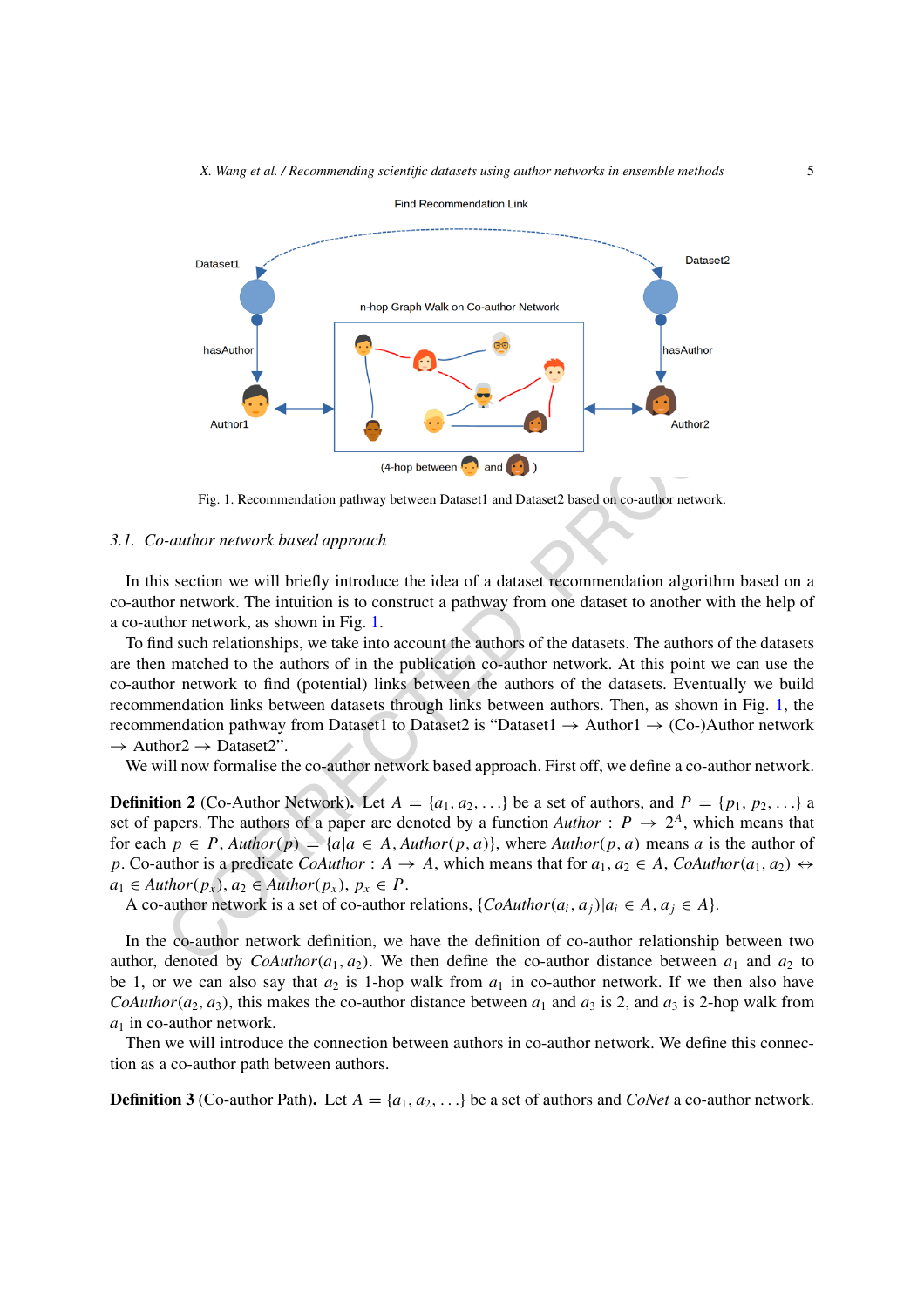Find Recommendation Link

Dataset1 — Dataset2

n-hop Graph Walk on Co-author Network

hasAuthor — hasAuthor

Author1 — Author2

(4-hop between and )

Fig. 1. Recommendation pathway between Dataset1 and Dataset2 based on co-author network.

### 3.1. Co-author network based approach

In this section we will briefly introduce the idea of a dataset recommendation algorithm based on a co-author network. The intuition is to construct a pathway from one dataset to another with the help of a co-author network, as shown in Fig. 1.

To find such relationships, we take into account the authors of the datasets. The authors of the datasets are then matched to the authors of in the publication co-author network. At this point we can use the co-author network to find (potential) links between the authors of the datasets. Eventually we build recommendation links between datasets through links between authors. Then, as shown in Fig. 1, the recommendation pathway from Dataset1 to Dataset2 is "Dataset1 → Author1 → (Co-)Author network → Author2 → Dataset2".

We will now formalise the co-author network based approach. First off, we define a co-author network.

**Definition 2** (Co-Author Network). Let $A = \{a_1, a_2, \ldots\}$ be a set of authors, and $P = \{p_1, p_2, \ldots\}$ a set of papers. The authors of a paper are denoted by a function $Author : P \rightarrow 2^A$, which means that for each $p \in P$, $Author(p) = \{a | a \in A, Author(p, a)\}$, where $Author(p, a)$ means $a$ is the author of $p$. Co-author is a predicate $CoAuthor : A \rightarrow A$, which means that for $a_1, a_2 \in A$, $CoAuthor(a_1, a_2) \leftrightarrow a_1 \in Author(p_x), a_2 \in Author(p_x), p_x \in P$.

A co-author network is a set of co-author relations, $\{CoAuthor(a_i, a_j) | a_i \in A, a_j \in A\}$.

In the co-author network definition, we have the definition of co-author relationship between two author, denoted by $CoAuthor(a_1, a_2)$. We then define the co-author distance between $a_1$ and $a_2$ to be 1, or we can also say that $a_2$ is 1-hop walk from $a_1$ in co-author network. If we then also have $CoAuthor(a_2, a_3)$, this makes the co-author distance between $a_1$ and $a_3$ is 2, and $a_3$ is 2-hop walk from $a_1$ in co-author network.

Then we will introduce the connection between authors in co-author network. We define this connection as a co-author path between authors.

**Definition 3** (Co-author Path). Let $A = \{a_1, a_2, \ldots\}$ be a set of authors and *CoNet* a co-author network.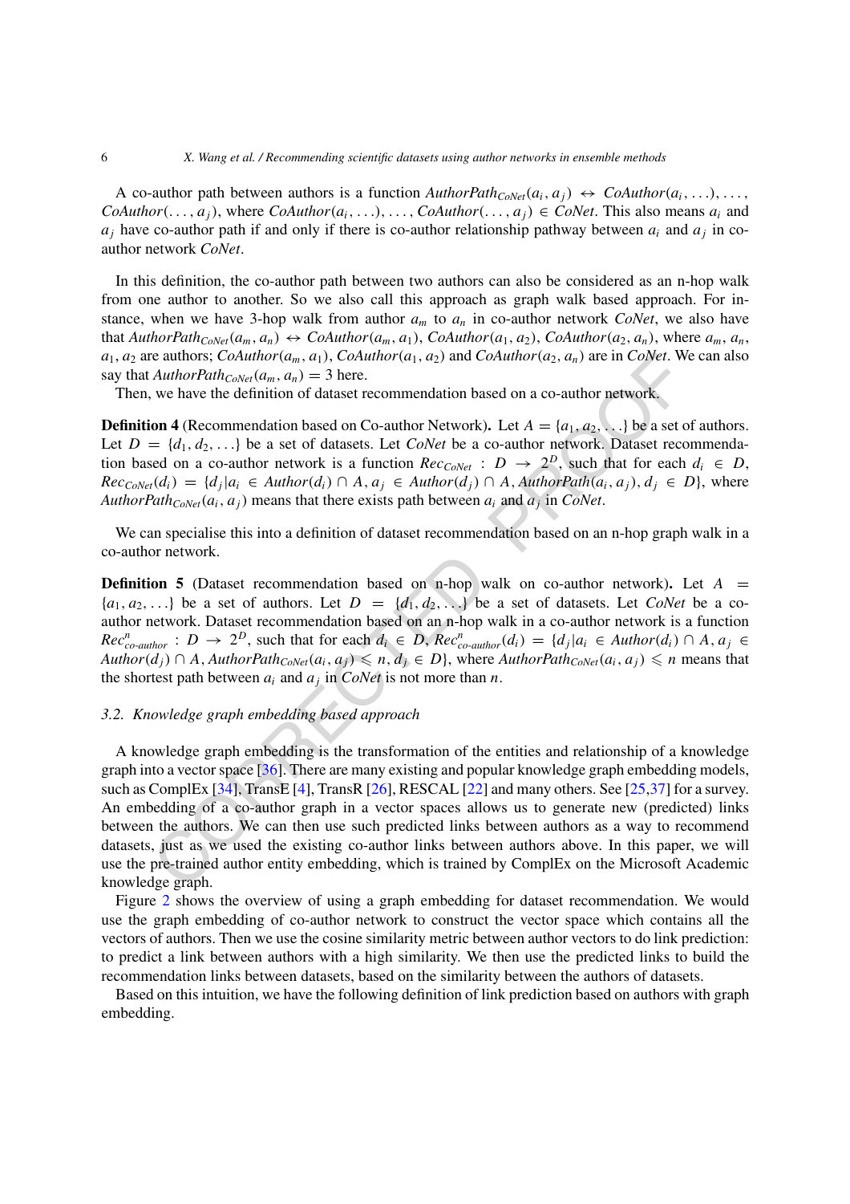A co-author path between authors is a function $AuthorPath_{CoNet}(a_i, a_j) \leftrightarrow CoAuthor(a_i, \ldots), \ldots, CoAuthor(\ldots, a_j)$, where $CoAuthor(a_i, \ldots), \ldots, CoAuthor(\ldots, a_j) \in CoNet$. This also means $a_i$ and $a_j$ have co-author path if and only if there is co-author relationship pathway between $a_i$ and $a_j$ in co-author network *CoNet*.

In this definition, the co-author path between two authors can also be considered as an n-hop walk from one author to another. So we also call this approach as graph walk based approach. For instance, when we have 3-hop walk from author $a_m$ to $a_n$ in co-author network *CoNet*, we also have that $AuthorPath_{CoNet}(a_m, a_n) \leftrightarrow CoAuthor(a_m, a_1), CoAuthor(a_1, a_2), CoAuthor(a_2, a_n)$, where $a_m$, $a_n$, $a_1$, $a_2$ are authors; $CoAuthor(a_m, a_1)$, $CoAuthor(a_1, a_2)$ and $CoAuthor(a_2, a_n)$ are in *CoNet*. We can also say that $AuthorPath_{CoNet}(a_m, a_n) = 3$ here.

Then, we have the definition of dataset recommendation based on a co-author network.

**Definition 4** (Recommendation based on Co-author Network)**.** Let $A = \{a_1, a_2, \ldots\}$ be a set of authors. Let $D = \{d_1, d_2, \ldots\}$ be a set of datasets. Let *CoNet* be a co-author network. Dataset recommendation based on a co-author network is a function $Rec_{CoNet} : D \rightarrow 2^D$, such that for each $d_i \in D$, $Rec_{CoNet}(d_i) = \{d_j | a_i \in Author(d_i) \cap A, a_j \in Author(d_j) \cap A, AuthorPath(a_i, a_j), d_j \in D\}$, where $AuthorPath_{CoNet}(a_i, a_j)$ means that there exists path between $a_i$ and $a_j$ in *CoNet*.

We can specialise this into a definition of dataset recommendation based on an n-hop graph walk in a co-author network.

**Definition 5** (Dataset recommendation based on n-hop walk on co-author network)**.** Let $A = \{a_1, a_2, \ldots\}$ be a set of authors. Let $D = \{d_1, d_2, \ldots\}$ be a set of datasets. Let *CoNet* be a co-author network. Dataset recommendation based on an n-hop walk in a co-author network is a function $Rec^n_{co\text{-}author} : D \rightarrow 2^D$, such that for each $d_i \in D$, $Rec^n_{co\text{-}author}(d_i) = \{d_j | a_i \in Author(d_i) \cap A, a_j \in Author(d_j) \cap A, AuthorPath_{CoNet}(a_i, a_j) \leqslant n, d_j \in D\}$, where $AuthorPath_{CoNet}(a_i, a_j) \leqslant n$ means that the shortest path between $a_i$ and $a_j$ in *CoNet* is not more than $n$.

### 3.2. Knowledge graph embedding based approach

A knowledge graph embedding is the transformation of the entities and relationship of a knowledge graph into a vector space [36]. There are many existing and popular knowledge graph embedding models, such as ComplEx [34], TransE [4], TransR [26], RESCAL [22] and many others. See [25,37] for a survey. An embedding of a co-author graph in a vector spaces allows us to generate new (predicted) links between the authors. We can then use such predicted links between authors as a way to recommend datasets, just as we used the existing co-author links between authors above. In this paper, we will use the pre-trained author entity embedding, which is trained by ComplEx on the Microsoft Academic knowledge graph.

Figure 2 shows the overview of using a graph embedding for dataset recommendation. We would use the graph embedding of co-author network to construct the vector space which contains all the vectors of authors. Then we use the cosine similarity metric between author vectors to do link prediction: to predict a link between authors with a high similarity. We then use the predicted links to build the recommendation links between datasets, based on the similarity between the authors of datasets.

Based on this intuition, we have the following definition of link prediction based on authors with graph embedding.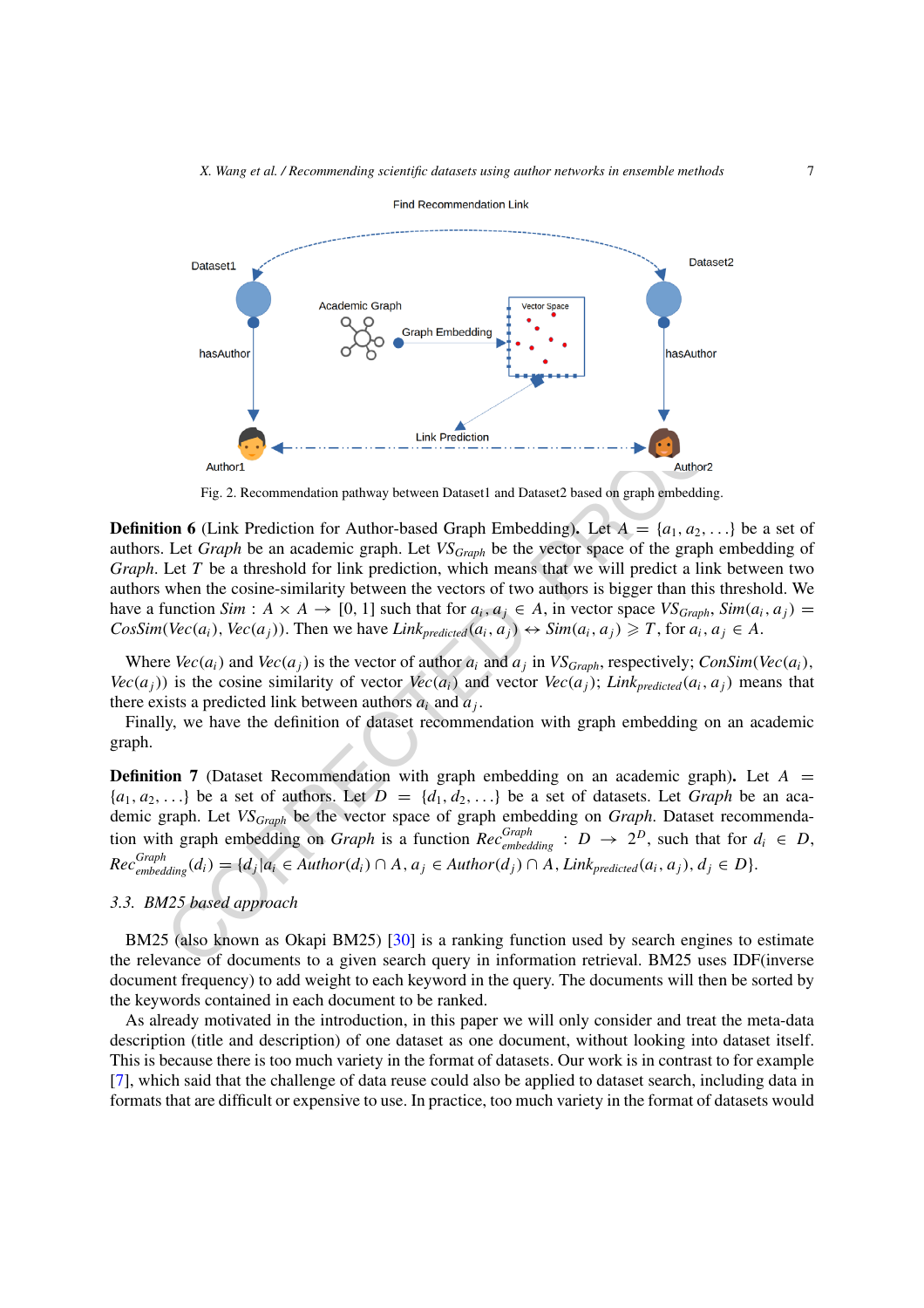Fig. 2. Recommendation pathway between Dataset1 and Dataset2 based on graph embedding.

**Definition 6** (Link Prediction for Author-based Graph Embedding)**.** Let $A = \{a_1, a_2, \ldots\}$ be a set of authors. Let *Graph* be an academic graph. Let $VS_{Graph}$ be the vector space of the graph embedding of *Graph*. Let $T$ be a threshold for link prediction, which means that we will predict a link between two authors when the cosine-similarity between the vectors of two authors is bigger than this threshold. We have a function $Sim : A \times A \rightarrow [0, 1]$ such that for $a_i, a_j \in A$, in vector space $VS_{Graph}$, $Sim(a_i, a_j) = CosSim(Vec(a_i), Vec(a_j))$. Then we have $Link_{predicted}(a_i, a_j) \leftrightarrow Sim(a_i, a_j) \geqslant T$, for $a_i, a_j \in A$.

Where $Vec(a_i)$ and $Vec(a_j)$ is the vector of author $a_i$ and $a_j$ in $VS_{Graph}$, respectively; $ConSim(Vec(a_i), Vec(a_j))$ is the cosine similarity of vector $Vec(a_i)$ and vector $Vec(a_j)$; $Link_{predicted}(a_i, a_j)$ means that there exists a predicted link between authors $a_i$ and $a_j$.

Finally, we have the definition of dataset recommendation with graph embedding on an academic graph.

**Definition 7** (Dataset Recommendation with graph embedding on an academic graph)**.** Let $A = \{a_1, a_2, \ldots\}$ be a set of authors. Let $D = \{d_1, d_2, \ldots\}$ be a set of datasets. Let *Graph* be an academic graph. Let $VS_{Graph}$ be the vector space of graph embedding on *Graph*. Dataset recommendation with graph embedding on *Graph* is a function $Rec^{Graph}_{embedding} : D \rightarrow 2^D$, such that for $d_i \in D$, $Rec^{Graph}_{embedding}(d_i) = \{d_j | a_i \in Author(d_i) \cap A, a_j \in Author(d_j) \cap A, Link_{predicted}(a_i, a_j), d_j \in D\}$.

### 3.3. BM25 based approach

BM25 (also known as Okapi BM25) [30] is a ranking function used by search engines to estimate the relevance of documents to a given search query in information retrieval. BM25 uses IDF(inverse document frequency) to add weight to each keyword in the query. The documents will then be sorted by the keywords contained in each document to be ranked.

As already motivated in the introduction, in this paper we will only consider and treat the meta-data description (title and description) of one dataset as one document, without looking into dataset itself. This is because there is too much variety in the format of datasets. Our work is in contrast to for example [7], which said that the challenge of data reuse could also be applied to dataset search, including data in formats that are difficult or expensive to use. In practice, too much variety in the format of datasets would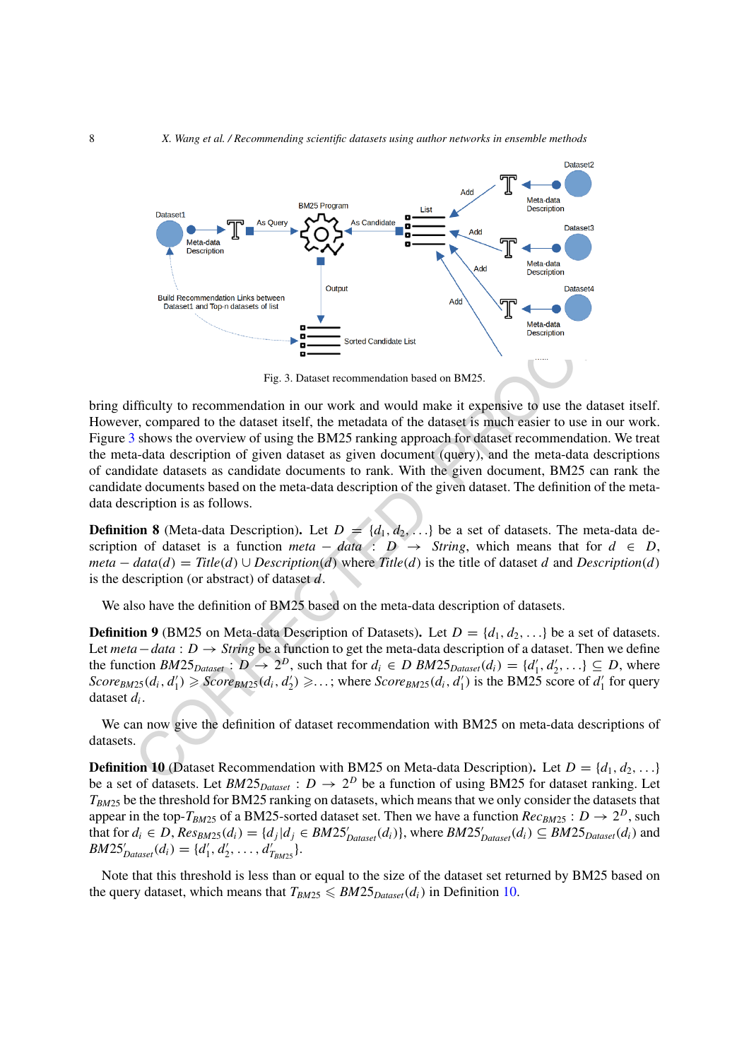Fig. 3. Dataset recommendation based on BM25.

bring difficulty to recommendation in our work and would make it expensive to use the dataset itself. However, compared to the dataset itself, the metadata of the dataset is much easier to use in our work. Figure 3 shows the overview of using the BM25 ranking approach for dataset recommendation. We treat the meta-data description of given dataset as given document (query), and the meta-data descriptions of candidate datasets as candidate documents to rank. With the given document, BM25 can rank the candidate documents based on the meta-data description of the given dataset. The definition of the meta-data description is as follows.

**Definition 8** (Meta-data Description)**.** Let $D = \{d_1, d_2, \ldots\}$ be a set of datasets. The meta-data description of dataset is a function $meta - data : D \rightarrow String$, which means that for $d \in D$, $meta - data(d) = Title(d) \cup Description(d)$ where $Title(d)$ is the title of dataset $d$ and $Description(d)$ is the description (or abstract) of dataset $d$.

We also have the definition of BM25 based on the meta-data description of datasets.

**Definition 9** (BM25 on Meta-data Description of Datasets)**.** Let $D = \{d_1, d_2, \ldots\}$ be a set of datasets. Let $meta - data : D \rightarrow String$ be a function to get the meta-data description of a dataset. Then we define the function $BM25_{Dataset} : D \rightarrow 2^D$, such that for $d_i \in D$ $BM25_{Dataset}(d_i) = \{d'_1, d'_2, \ldots\} \subseteq D$, where $Score_{BM25}(d_i, d'_1) \geqslant Score_{BM25}(d_i, d'_2) \geqslant \ldots$; where $Score_{BM25}(d_i, d'_1)$ is the BM25 score of $d'_1$ for query dataset $d_i$.

We can now give the definition of dataset recommendation with BM25 on meta-data descriptions of datasets.

**Definition 10** (Dataset Recommendation with BM25 on Meta-data Description)**.** Let $D = \{d_1, d_2, \ldots\}$ be a set of datasets. Let $BM25_{Dataset} : D \rightarrow 2^D$ be a function of using BM25 for dataset ranking. Let $T_{BM25}$ be the threshold for BM25 ranking on datasets, which means that we only consider the datasets that appear in the top-$T_{BM25}$ of a BM25-sorted dataset set. Then we have a function $Rec_{BM25} : D \rightarrow 2^D$, such that for $d_i \in D$, $Res_{BM25}(d_i) = \{d_j | d_j \in BM25'_{Dataset}(d_i)\}$, where $BM25'_{Dataset}(d_i) \subseteq BM25_{Dataset}(d_i)$ and $BM25'_{Dataset}(d_i) = \{d'_1, d'_2, \ldots, d'_{T_{BM25}}\}$.

Note that this threshold is less than or equal to the size of the dataset set returned by BM25 based on the query dataset, which means that $T_{BM25} \leqslant BM25_{Dataset}(d_i)$ in Definition 10.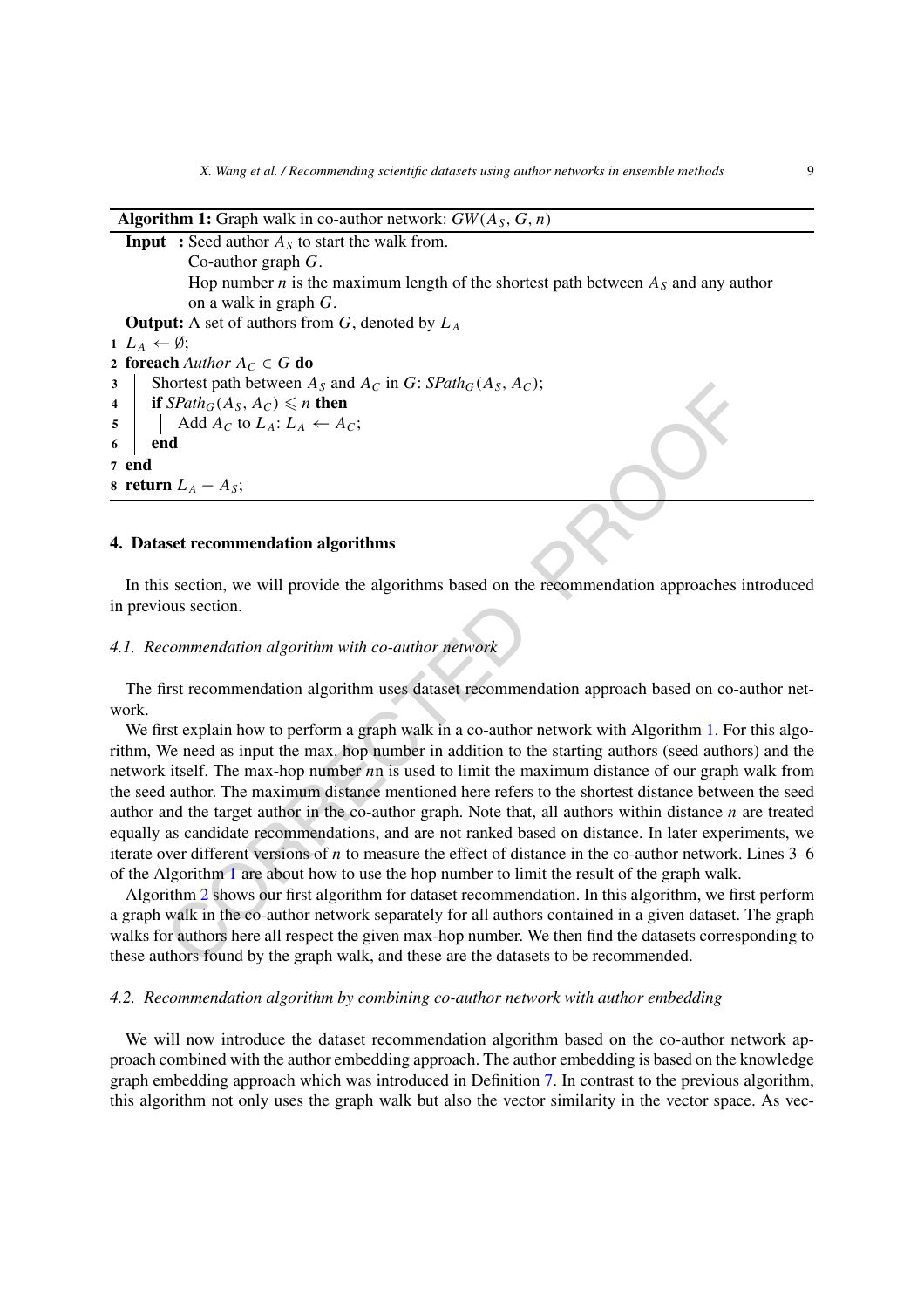**Algorithm 1:** Graph walk in co-author network: $GW(A_S, G, n)$

```
Input  : Seed author A_S to start the walk from.
         Co-author graph G.
         Hop number n is the maximum length of the shortest path between A_S and any author
         on a walk in graph G.
Output: A set of authors from G, denoted by L_A
1 L_A ← ∅;
2 foreach Author A_C ∈ G do
3 |   Shortest path between A_S and A_C in G: SPath_G(A_S, A_C);
4 |   if SPath_G(A_S, A_C) ⩽ n then
5 |   |   Add A_C to L_A: L_A ← A_C;
6 |   end
7 end
8 return L_A − A_S;
```

## 4. Dataset recommendation algorithms

In this section, we will provide the algorithms based on the recommendation approaches introduced in previous section.

### 4.1. Recommendation algorithm with co-author network

The first recommendation algorithm uses dataset recommendation approach based on co-author network.

We first explain how to perform a graph walk in a co-author network with Algorithm 1. For this algorithm, We need as input the max. hop number in addition to the starting authors (seed authors) and the network itself. The max-hop number $n$n is used to limit the maximum distance of our graph walk from the seed author. The maximum distance mentioned here refers to the shortest distance between the seed author and the target author in the co-author graph. Note that, all authors within distance $n$ are treated equally as candidate recommendations, and are not ranked based on distance. In later experiments, we iterate over different versions of $n$ to measure the effect of distance in the co-author network. Lines 3–6 of the Algorithm 1 are about how to use the hop number to limit the result of the graph walk.

Algorithm 2 shows our first algorithm for dataset recommendation. In this algorithm, we first perform a graph walk in the co-author network separately for all authors contained in a given dataset. The graph walks for authors here all respect the given max-hop number. We then find the datasets corresponding to these authors found by the graph walk, and these are the datasets to be recommended.

### 4.2. Recommendation algorithm by combining co-author network with author embedding

We will now introduce the dataset recommendation algorithm based on the co-author network approach combined with the author embedding approach. The author embedding is based on the knowledge graph embedding approach which was introduced in Definition 7. In contrast to the previous algorithm, this algorithm not only uses the graph walk but also the vector similarity in the vector space. As vec-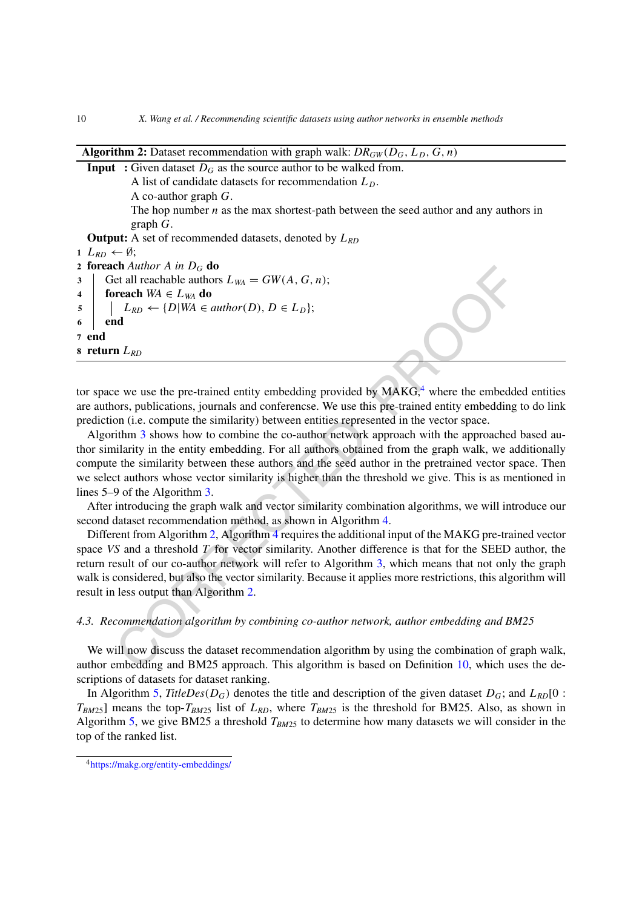**Algorithm 2:** Dataset recommendation with graph walk: $DR_{GW}(D_G, L_D, G, n)$

```
Input  : Given dataset D_G as the source author to be walked from.
         A list of candidate datasets for recommendation L_D.
         A co-author graph G.
         The hop number n as the max shortest-path between the seed author and any authors in
         graph G.
Output: A set of recommended datasets, denoted by L_RD
1 L_RD ← ∅;
2 foreach Author A in D_G do
3     Get all reachable authors L_WA = GW(A, G, n);
4     foreach WA ∈ L_WA do
5         L_RD ← {D | WA ∈ author(D), D ∈ L_D};
6     end
7 end
8 return L_RD
```

tor space we use the pre-trained entity embedding provided by MAKG,[4] where the embedded entities are authors, publications, journals and conferencse. We use this pre-trained entity embedding to do link prediction (i.e. compute the similarity) between entities represented in the vector space.

Algorithm 3 shows how to combine the co-author network approach with the approached based author similarity in the entity embedding. For all authors obtained from the graph walk, we additionally compute the similarity between these authors and the seed author in the pretrained vector space. Then we select authors whose vector similarity is higher than the threshold we give. This is as mentioned in lines 5–9 of the Algorithm 3.

After introducing the graph walk and vector similarity combination algorithms, we will introduce our second dataset recommendation method, as shown in Algorithm 4.

Different from Algorithm 2, Algorithm 4 requires the additional input of the MAKG pre-trained vector space *VS* and a threshold $T$ for vector similarity. Another difference is that for the SEED author, the return result of our co-author network will refer to Algorithm 3, which means that not only the graph walk is considered, but also the vector similarity. Because it applies more restrictions, this algorithm will result in less output than Algorithm 2.

### 4.3. Recommendation algorithm by combining co-author network, author embedding and BM25

We will now discuss the dataset recommendation algorithm by using the combination of graph walk, author embedding and BM25 approach. This algorithm is based on Definition 10, which uses the descriptions of datasets for dataset ranking.

In Algorithm 5, $TitleDes(D_G)$ denotes the title and description of the given dataset $D_G$; and $L_{RD}[0 : T_{BM25}]$ means the top-$T_{BM25}$ list of $L_{RD}$, where $T_{BM25}$ is the threshold for BM25. Also, as shown in Algorithm 5, we give BM25 a threshold $T_{BM25}$ to determine how many datasets we will consider in the top of the ranked list.

[4] https://makg.org/entity-embeddings/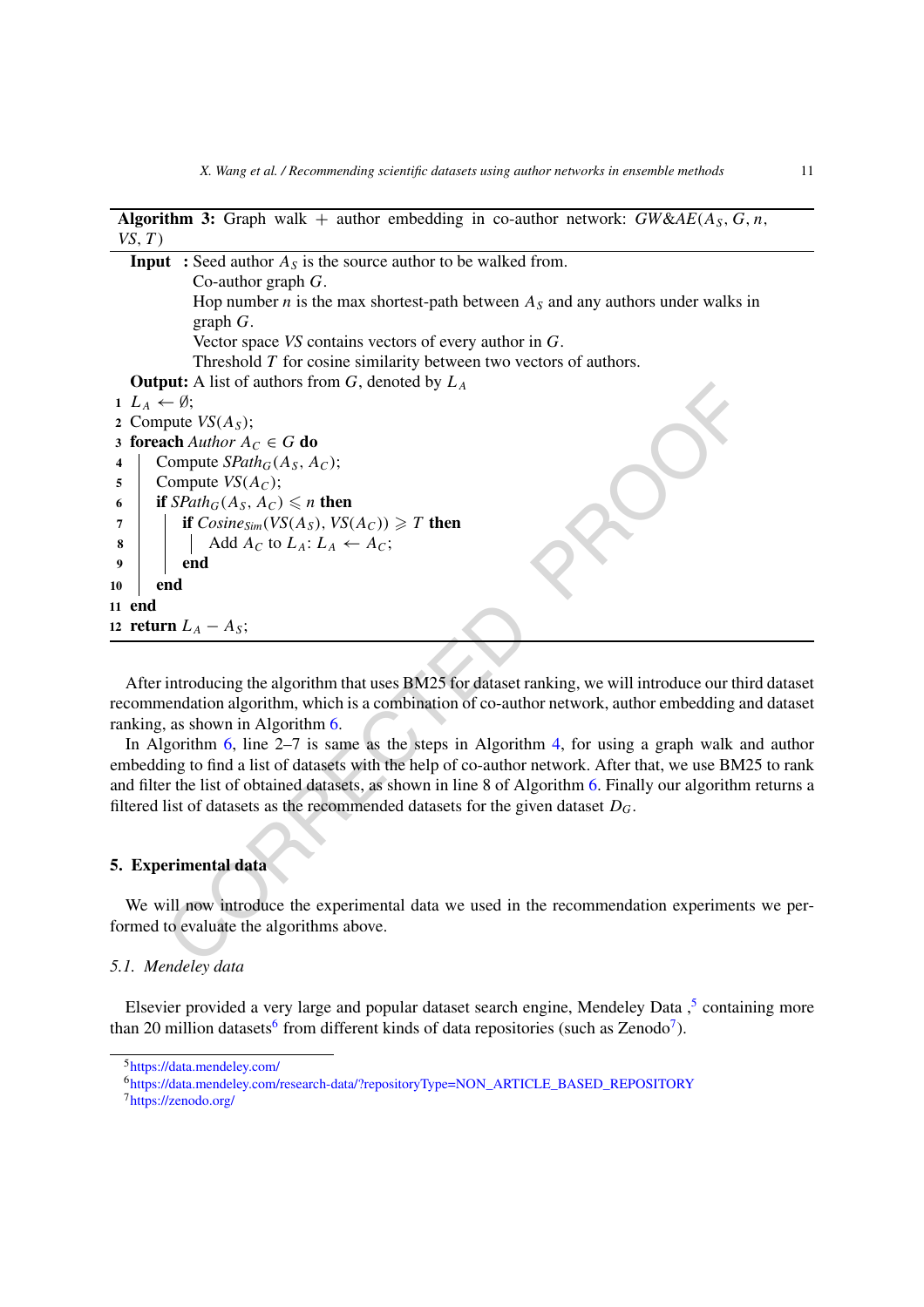**Algorithm 3:** Graph walk + author embedding in co-author network: $GW\&AE(A_S, G, n, VS, T)$

```
   Input  : Seed author A_S is the source author to be walked from.
            Co-author graph G.
            Hop number n is the max shortest-path between A_S and any authors under walks in
            graph G.
            Vector space VS contains vectors of every author in G.
            Threshold T for cosine similarity between two vectors of authors.
   Output: A list of authors from G, denoted by L_A
 1 L_A ← ∅;
 2 Compute VS(A_S);
 3 foreach Author A_C ∈ G do
 4 |  Compute SPath_G(A_S, A_C);
 5 |  Compute VS(A_C);
 6 |  if SPath_G(A_S, A_C) ⩽ n then
 7 |  |  if Cosine_Sim(VS(A_S), VS(A_C)) ⩾ T then
 8 |  |  |  Add A_C to L_A: L_A ← A_C;
 9 |  |  end
10 |  end
11 end
12 return L_A − A_S;
```

After introducing the algorithm that uses BM25 for dataset ranking, we will introduce our third dataset recommendation algorithm, which is a combination of co-author network, author embedding and dataset ranking, as shown in Algorithm 6.

In Algorithm 6, line 2–7 is same as the steps in Algorithm 4, for using a graph walk and author embedding to find a list of datasets with the help of co-author network. After that, we use BM25 to rank and filter the list of obtained datasets, as shown in line 8 of Algorithm 6. Finally our algorithm returns a filtered list of datasets as the recommended datasets for the given dataset $D_G$.

## 5. Experimental data

We will now introduce the experimental data we used in the recommendation experiments we performed to evaluate the algorithms above.

### 5.1. Mendeley data

Elsevier provided a very large and popular dataset search engine, Mendeley Data ,[5] containing more than 20 million datasets[6] from different kinds of data repositories (such as Zenodo[7]).

[5] https://data.mendeley.com/

[6] https://data.mendeley.com/research-data/?repositoryType=NON_ARTICLE_BASED_REPOSITORY

[7] https://zenodo.org/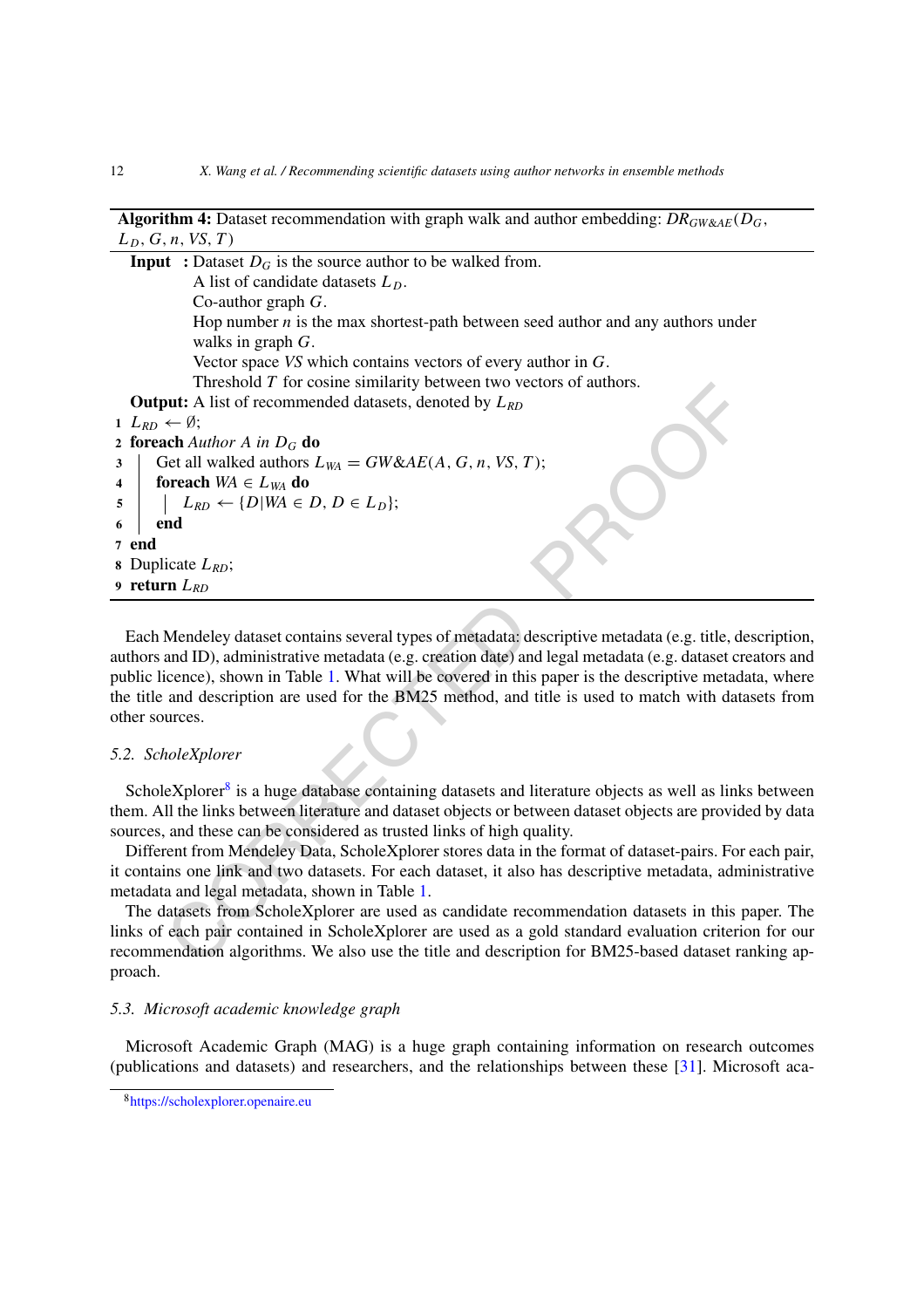**Algorithm 4:** Dataset recommendation with graph walk and author embedding: $DR_{GW\&AE}(D_G, L_D, G, n, VS, T)$

```
Input  : Dataset D_G is the source author to be walked from.
         A list of candidate datasets L_D.
         Co-author graph G.
         Hop number n is the max shortest-path between seed author and any authors under
         walks in graph G.
         Vector space VS which contains vectors of every author in G.
         Threshold T for cosine similarity between two vectors of authors.
Output: A list of recommended datasets, denoted by L_RD
1 L_RD ← ∅;
2 foreach Author A in D_G do
3 |   Get all walked authors L_WA = GW&AE(A, G, n, VS, T);
4 |   foreach WA ∈ L_WA do
5 |   |   L_RD ← {D|WA ∈ D, D ∈ L_D};
6 |   end
7 end
8 Duplicate L_RD;
9 return L_RD
```

Each Mendeley dataset contains several types of metadata: descriptive metadata (e.g. title, description, authors and ID), administrative metadata (e.g. creation date) and legal metadata (e.g. dataset creators and public licence), shown in Table 1. What will be covered in this paper is the descriptive metadata, where the title and description are used for the BM25 method, and title is used to match with datasets from other sources.

### 5.2. ScholeXplorer

ScholeXplorer[8] is a huge database containing datasets and literature objects as well as links between them. All the links between literature and dataset objects or between dataset objects are provided by data sources, and these can be considered as trusted links of high quality.

Different from Mendeley Data, ScholeXplorer stores data in the format of dataset-pairs. For each pair, it contains one link and two datasets. For each dataset, it also has descriptive metadata, administrative metadata and legal metadata, shown in Table 1.

The datasets from ScholeXplorer are used as candidate recommendation datasets in this paper. The links of each pair contained in ScholeXplorer are used as a gold standard evaluation criterion for our recommendation algorithms. We also use the title and description for BM25-based dataset ranking approach.

### 5.3. Microsoft academic knowledge graph

Microsoft Academic Graph (MAG) is a huge graph containing information on research outcomes (publications and datasets) and researchers, and the relationships between these [31]. Microsoft aca-

[8] https://scholexplorer.openaire.eu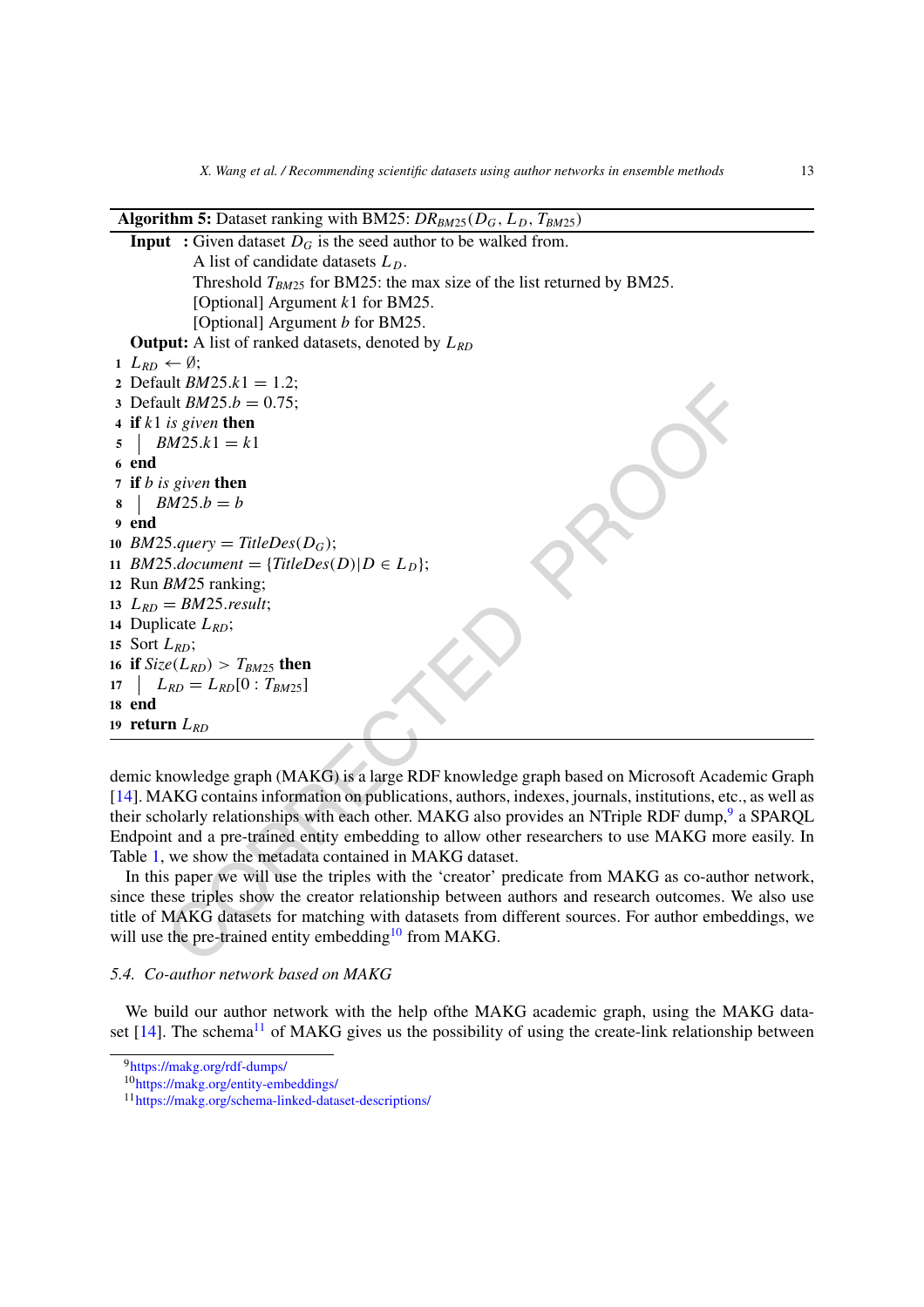**Algorithm 5:** Dataset ranking with BM25: $DR_{BM25}(D_G, L_D, T_{BM25})$

**Input :** Given dataset $D_G$ is the seed author to be walked from.
A list of candidate datasets $L_D$.
Threshold $T_{BM25}$ for BM25: the max size of the list returned by BM25.
[Optional] Argument $k1$ for BM25.
[Optional] Argument $b$ for BM25.

**Output:** A list of ranked datasets, denoted by $L_{RD}$

```
1  L_RD ← ∅;
2  Default BM25.k1 = 1.2;
3  Default BM25.b = 0.75;
4  if k1 is given then
5  |   BM25.k1 = k1
6  end
7  if b is given then
8  |   BM25.b = b
9  end
10 BM25.query = TitleDes(D_G);
11 BM25.document = {TitleDes(D)|D ∈ L_D};
12 Run BM25 ranking;
13 L_RD = BM25.result;
14 Duplicate L_RD;
15 Sort L_RD;
16 if Size(L_RD) > T_BM25 then
17 |   L_RD = L_RD[0 : T_BM25]
18 end
19 return L_RD
```

demic knowledge graph (MAKG) is a large RDF knowledge graph based on Microsoft Academic Graph [14]. MAKG contains information on publications, authors, indexes, journals, institutions, etc., as well as their scholarly relationships with each other. MAKG also provides an NTriple RDF dump,[9] a SPARQL Endpoint and a pre-trained entity embedding to allow other researchers to use MAKG more easily. In Table 1, we show the metadata contained in MAKG dataset.

In this paper we will use the triples with the 'creator' predicate from MAKG as co-author network, since these triples show the creator relationship between authors and research outcomes. We also use title of MAKG datasets for matching with datasets from different sources. For author embeddings, we will use the pre-trained entity embedding[10] from MAKG.

### 5.4. Co-author network based on MAKG

We build our author network with the help ofthe MAKG academic graph, using the MAKG dataset [14]. The schema[11] of MAKG gives us the possibility of using the create-link relationship between

[9] https://makg.org/rdf-dumps/
[10] https://makg.org/entity-embeddings/
[11] https://makg.org/schema-linked-dataset-descriptions/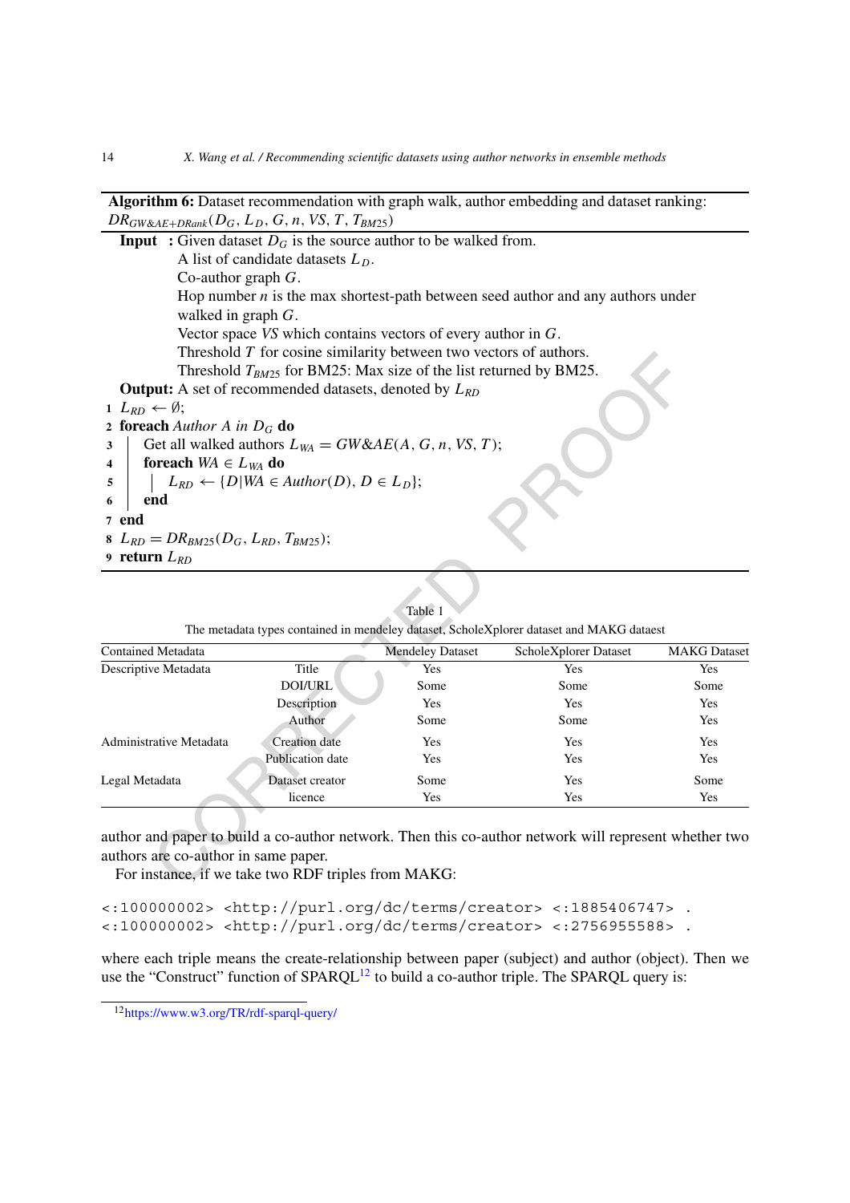**Algorithm 6:** Dataset recommendation with graph walk, author embedding and dataset ranking: $DR_{GW\&AE+DRank}(D_G, L_D, G, n, VS, T, T_{BM25})$

**Input :** Given dataset $D_G$ is the source author to be walked from.
A list of candidate datasets $L_D$.
Co-author graph $G$.
Hop number $n$ is the max shortest-path between seed author and any authors under walked in graph $G$.
Vector space $VS$ which contains vectors of every author in $G$.
Threshold $T$ for cosine similarity between two vectors of authors.
Threshold $T_{BM25}$ for BM25: Max size of the list returned by BM25.

**Output:** A set of recommended datasets, denoted by $L_{RD}$

1 $L_{RD} \leftarrow \emptyset$;
2 **foreach** *Author A in* $D_G$ **do**
3 &nbsp;&nbsp;&nbsp;&nbsp;Get all walked authors $L_{WA} = GW\&AE(A, G, n, VS, T)$;
4 &nbsp;&nbsp;&nbsp;&nbsp;**foreach** $WA \in L_{WA}$ **do**
5 &nbsp;&nbsp;&nbsp;&nbsp;&nbsp;&nbsp;&nbsp;&nbsp;$L_{RD} \leftarrow \{D | WA \in Author(D), D \in L_D\}$;
6 &nbsp;&nbsp;&nbsp;&nbsp;**end**
7 **end**
8 $L_{RD} = DR_{BM25}(D_G, L_{RD}, T_{BM25})$;
9 **return** $L_{RD}$

Table 1

The metadata types contained in mendeley dataset, ScholeXplorer dataset and MAKG dataest

| Contained Metadata | | Mendeley Dataset | ScholeXplorer Dataset | MAKG Dataset |
|---|---|---|---|---|
| Descriptive Metadata | Title | Yes | Yes | Yes |
| | DOI/URL | Some | Some | Some |
| | Description | Yes | Yes | Yes |
| | Author | Some | Some | Yes |
| Administrative Metadata | Creation date | Yes | Yes | Yes |
| | Publication date | Yes | Yes | Yes |
| Legal Metadata | Dataset creator | Some | Yes | Some |
| | licence | Yes | Yes | Yes |

author and paper to build a co-author network. Then this co-author network will represent whether two authors are co-author in same paper.

For instance, if we take two RDF triples from MAKG:

```
<:100000002> <http://purl.org/dc/terms/creator> <:1885406747> .
<:100000002> <http://purl.org/dc/terms/creator> <:2756955588> .
```

where each triple means the create-relationship between paper (subject) and author (object). Then we use the "Construct" function of SPARQL[12] to build a co-author triple. The SPARQL query is:

[12]https://www.w3.org/TR/rdf-sparql-query/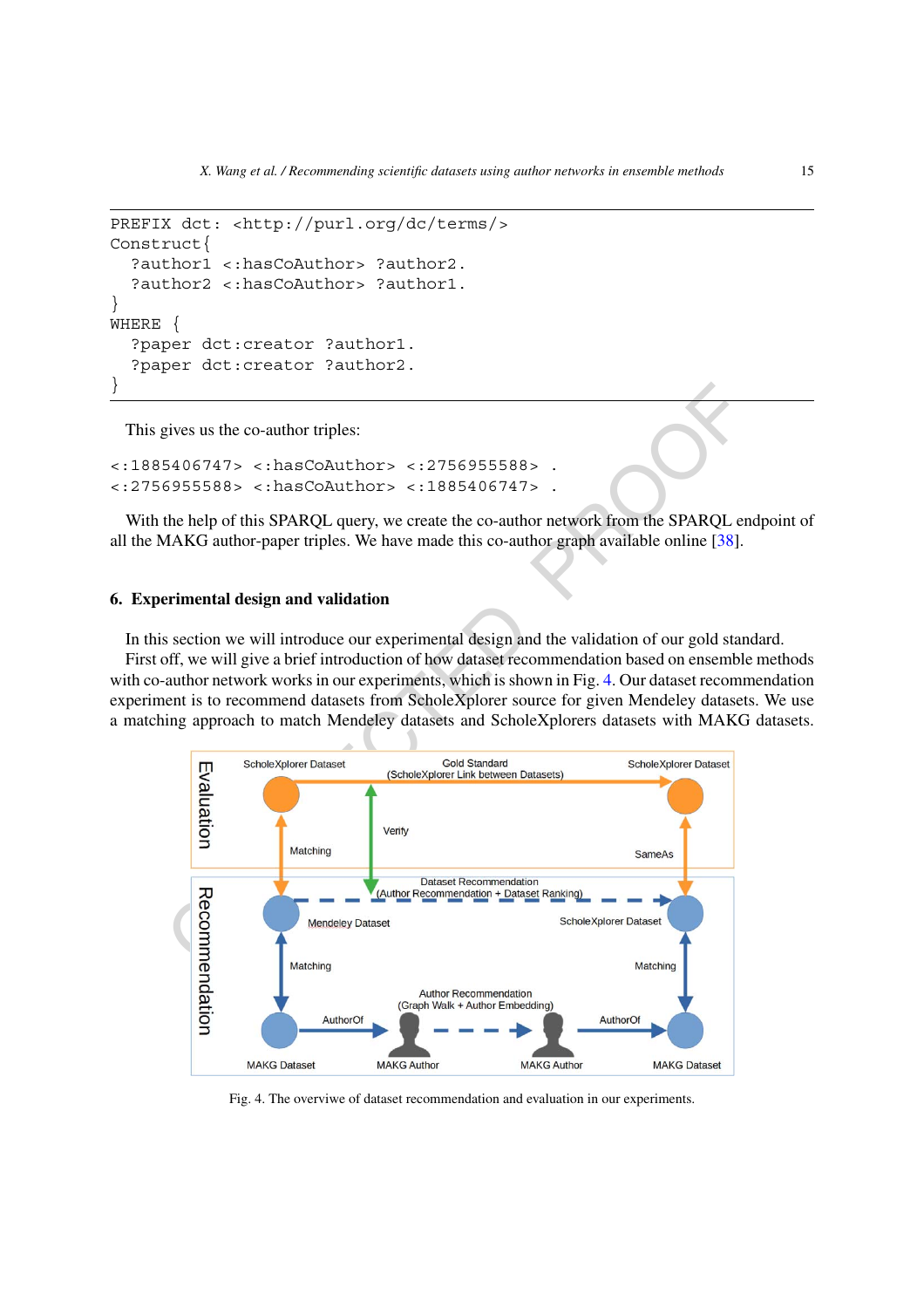```
PREFIX dct: <http://purl.org/dc/terms/>
Construct{
  ?author1 <:hasCoAuthor> ?author2.
  ?author2 <:hasCoAuthor> ?author1.
}
WHERE {
  ?paper dct:creator ?author1.
  ?paper dct:creator ?author2.
}
```

This gives us the co-author triples:

```
<:1885406747> <:hasCoAuthor> <:2756955588> .
<:2756955588> <:hasCoAuthor> <:1885406747> .
```

With the help of this SPARQL query, we create the co-author network from the SPARQL endpoint of all the MAKG author-paper triples. We have made this co-author graph available online [38].

## 6. Experimental design and validation

In this section we will introduce our experimental design and the validation of our gold standard.

First off, we will give a brief introduction of how dataset recommendation based on ensemble methods with co-author network works in our experiments, which is shown in Fig. 4. Our dataset recommendation experiment is to recommend datasets from ScholeXplorer source for given Mendeley datasets. We use a matching approach to match Mendeley datasets and ScholeXplorers datasets with MAKG datasets.

Fig. 4. The overviwe of dataset recommendation and evaluation in our experiments.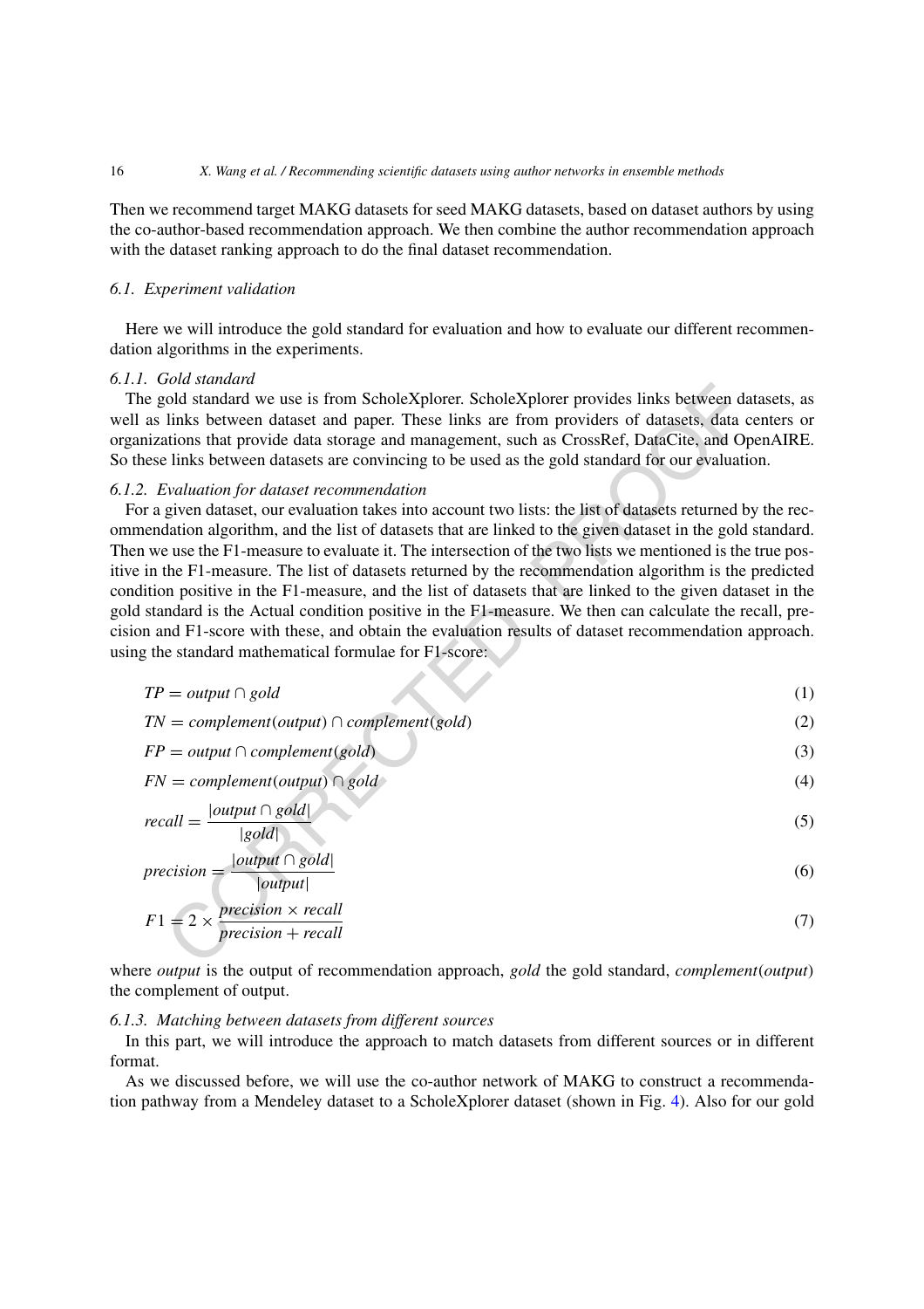Then we recommend target MAKG datasets for seed MAKG datasets, based on dataset authors by using the co-author-based recommendation approach. We then combine the author recommendation approach with the dataset ranking approach to do the final dataset recommendation.

### 6.1. Experiment validation

Here we will introduce the gold standard for evaluation and how to evaluate our different recommendation algorithms in the experiments.

#### 6.1.1. Gold standard

The gold standard we use is from ScholeXplorer. ScholeXplorer provides links between datasets, as well as links between dataset and paper. These links are from providers of datasets, data centers or organizations that provide data storage and management, such as CrossRef, DataCite, and OpenAIRE. So these links between datasets are convincing to be used as the gold standard for our evaluation.

#### 6.1.2. Evaluation for dataset recommendation

For a given dataset, our evaluation takes into account two lists: the list of datasets returned by the recommendation algorithm, and the list of datasets that are linked to the given dataset in the gold standard. Then we use the F1-measure to evaluate it. The intersection of the two lists we mentioned is the true positive in the F1-measure. The list of datasets returned by the recommendation algorithm is the predicted condition positive in the F1-measure, and the list of datasets that are linked to the given dataset in the gold standard is the Actual condition positive in the F1-measure. We then can calculate the recall, precision and F1-score with these, and obtain the evaluation results of dataset recommendation approach. using the standard mathematical formulae for F1-score:

$$TP = output \cap gold \tag{1}$$

$$TN = complement(output) \cap complement(gold) \tag{2}$$

$$FP = output \cap complement(gold) \tag{3}$$

$$FN = complement(output) \cap gold \tag{4}$$

$$recall = \frac{|output \cap gold|}{|gold|} \tag{5}$$

$$precision = \frac{|output \cap gold|}{|output|} \tag{6}$$

$$F1 = 2 \times \frac{precision \times recall}{precision + recall} \tag{7}$$

where *output* is the output of recommendation approach, *gold* the gold standard, *complement*(*output*) the complement of output.

#### 6.1.3. Matching between datasets from different sources

In this part, we will introduce the approach to match datasets from different sources or in different format.

As we discussed before, we will use the co-author network of MAKG to construct a recommendation pathway from a Mendeley dataset to a ScholeXplorer dataset (shown in Fig. 4). Also for our gold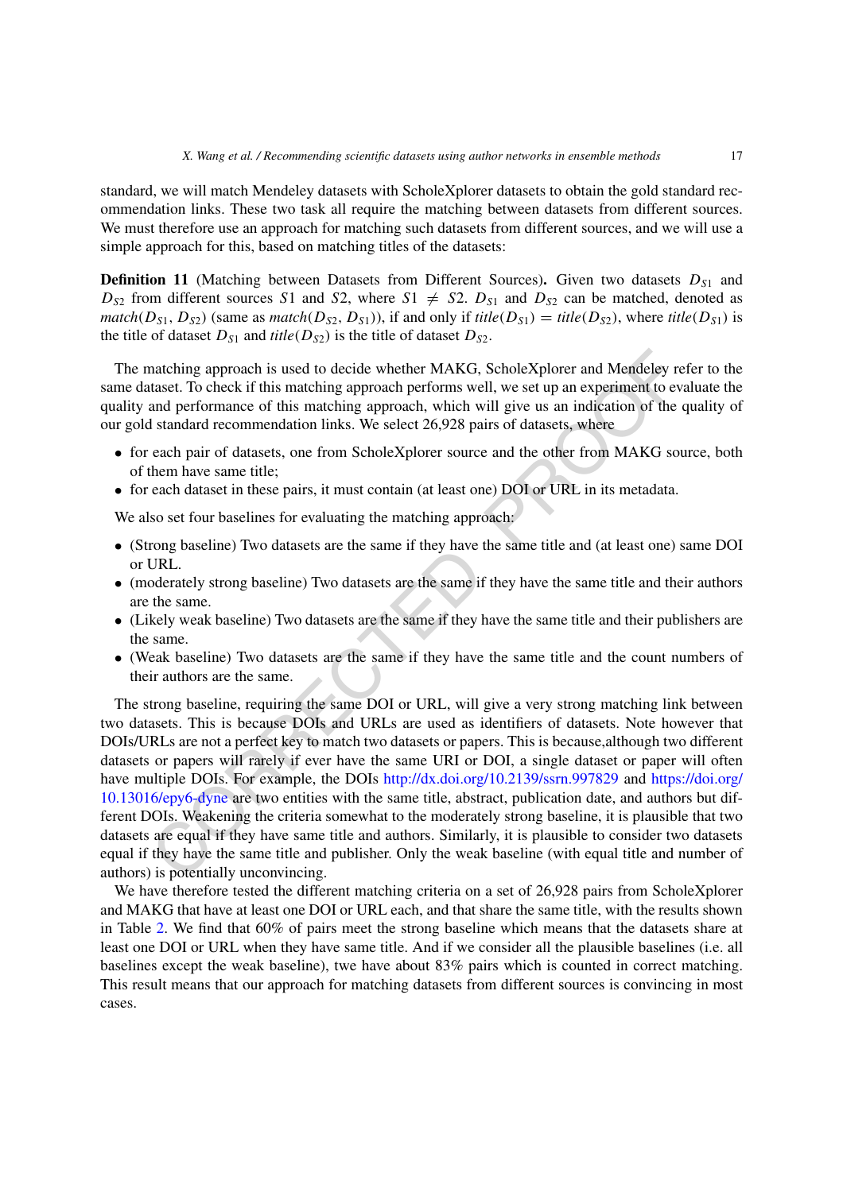standard, we will match Mendeley datasets with ScholeXplorer datasets to obtain the gold standard recommendation links. These two task all require the matching between datasets from different sources. We must therefore use an approach for matching such datasets from different sources, and we will use a simple approach for this, based on matching titles of the datasets:

**Definition 11** (Matching between Datasets from Different Sources)**.** Given two datasets $D_{S1}$ and $D_{S2}$ from different sources $S1$ and $S2$, where $S1 \neq S2$. $D_{S1}$ and $D_{S2}$ can be matched, denoted as $match(D_{S1}, D_{S2})$ (same as $match(D_{S2}, D_{S1})$), if and only if $title(D_{S1}) = title(D_{S2})$, where $title(D_{S1})$ is the title of dataset $D_{S1}$ and $title(D_{S2})$ is the title of dataset $D_{S2}$.

The matching approach is used to decide whether MAKG, ScholeXplorer and Mendeley refer to the same dataset. To check if this matching approach performs well, we set up an experiment to evaluate the quality and performance of this matching approach, which will give us an indication of the quality of our gold standard recommendation links. We select 26,928 pairs of datasets, where

- for each pair of datasets, one from ScholeXplorer source and the other from MAKG source, both of them have same title;
- for each dataset in these pairs, it must contain (at least one) DOI or URL in its metadata.

We also set four baselines for evaluating the matching approach:

- (Strong baseline) Two datasets are the same if they have the same title and (at least one) same DOI or URL.
- (moderately strong baseline) Two datasets are the same if they have the same title and their authors are the same.
- (Likely weak baseline) Two datasets are the same if they have the same title and their publishers are the same.
- (Weak baseline) Two datasets are the same if they have the same title and the count numbers of their authors are the same.

The strong baseline, requiring the same DOI or URL, will give a very strong matching link between two datasets. This is because DOIs and URLs are used as identifiers of datasets. Note however that DOIs/URLs are not a perfect key to match two datasets or papers. This is because,although two different datasets or papers will rarely if ever have the same URI or DOI, a single dataset or paper will often have multiple DOIs. For example, the DOIs http://dx.doi.org/10.2139/ssrn.997829 and https://doi.org/10.13016/epy6-dyne are two entities with the same title, abstract, publication date, and authors but different DOIs. Weakening the criteria somewhat to the moderately strong baseline, it is plausible that two datasets are equal if they have same title and authors. Similarly, it is plausible to consider two datasets equal if they have the same title and publisher. Only the weak baseline (with equal title and number of authors) is potentially unconvincing.

We have therefore tested the different matching criteria on a set of 26,928 pairs from ScholeXplorer and MAKG that have at least one DOI or URL each, and that share the same title, with the results shown in Table 2. We find that 60% of pairs meet the strong baseline which means that the datasets share at least one DOI or URL when they have same title. And if we consider all the plausible baselines (i.e. all baselines except the weak baseline), twe have about 83% pairs which is counted in correct matching. This result means that our approach for matching datasets from different sources is convincing in most cases.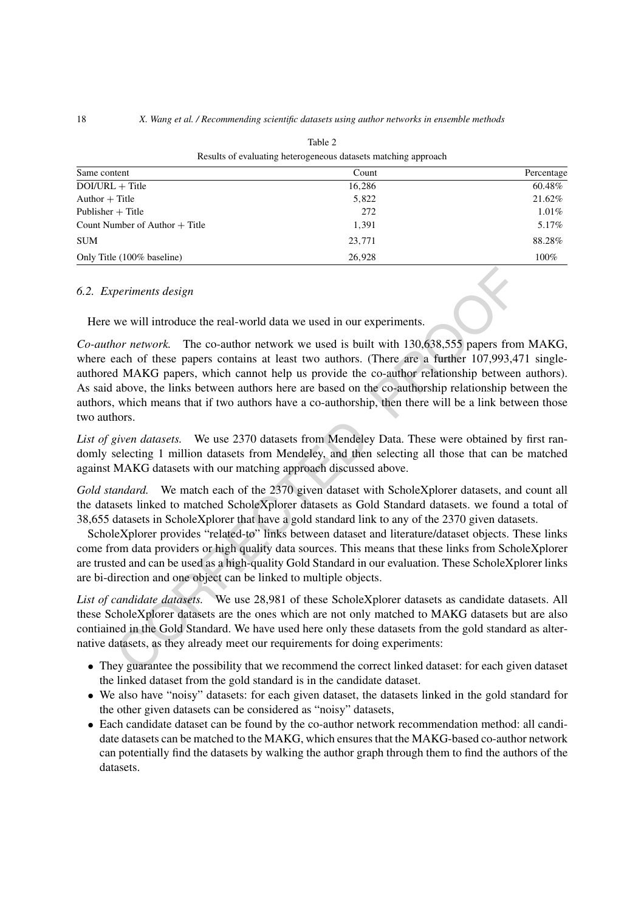Table 2

Results of evaluating heterogeneous datasets matching approach

| Same content | Count | Percentage |
|---|---|---|
| DOI/URL + Title | 16,286 | 60.48% |
| Author + Title | 5,822 | 21.62% |
| Publisher + Title | 272 | 1.01% |
| Count Number of Author + Title | 1,391 | 5.17% |
| SUM | 23,771 | 88.28% |
| Only Title (100% baseline) | 26,928 | 100% |

### 6.2. Experiments design

Here we will introduce the real-world data we used in our experiments.

*Co-author network.* The co-author network we used is built with 130,638,555 papers from MAKG, where each of these papers contains at least two authors. (There are a further 107,993,471 single-authored MAKG papers, which cannot help us provide the co-author relationship between authors). As said above, the links between authors here are based on the co-authorship relationship between the authors, which means that if two authors have a co-authorship, then there will be a link between those two authors.

*List of given datasets.* We use 2370 datasets from Mendeley Data. These were obtained by first randomly selecting 1 million datasets from Mendeley, and then selecting all those that can be matched against MAKG datasets with our matching approach discussed above.

*Gold standard.* We match each of the 2370 given dataset with ScholeXplorer datasets, and count all the datasets linked to matched ScholeXplorer datasets as Gold Standard datasets. we found a total of 38,655 datasets in ScholeXplorer that have a gold standard link to any of the 2370 given datasets.

ScholeXplorer provides "related-to" links between dataset and literature/dataset objects. These links come from data providers or high quality data sources. This means that these links from ScholeXplorer are trusted and can be used as a high-quality Gold Standard in our evaluation. These ScholeXplorer links are bi-direction and one object can be linked to multiple objects.

*List of candidate datasets.* We use 28,981 of these ScholeXplorer datasets as candidate datasets. All these ScholeXplorer datasets are the ones which are not only matched to MAKG datasets but are also contiained in the Gold Standard. We have used here only these datasets from the gold standard as alternative datasets, as they already meet our requirements for doing experiments:

- They guarantee the possibility that we recommend the correct linked dataset: for each given dataset the linked dataset from the gold standard is in the candidate dataset.
- We also have "noisy" datasets: for each given dataset, the datasets linked in the gold standard for the other given datasets can be considered as "noisy" datasets,
- Each candidate dataset can be found by the co-author network recommendation method: all candidate datasets can be matched to the MAKG, which ensures that the MAKG-based co-author network can potentially find the datasets by walking the author graph through them to find the authors of the datasets.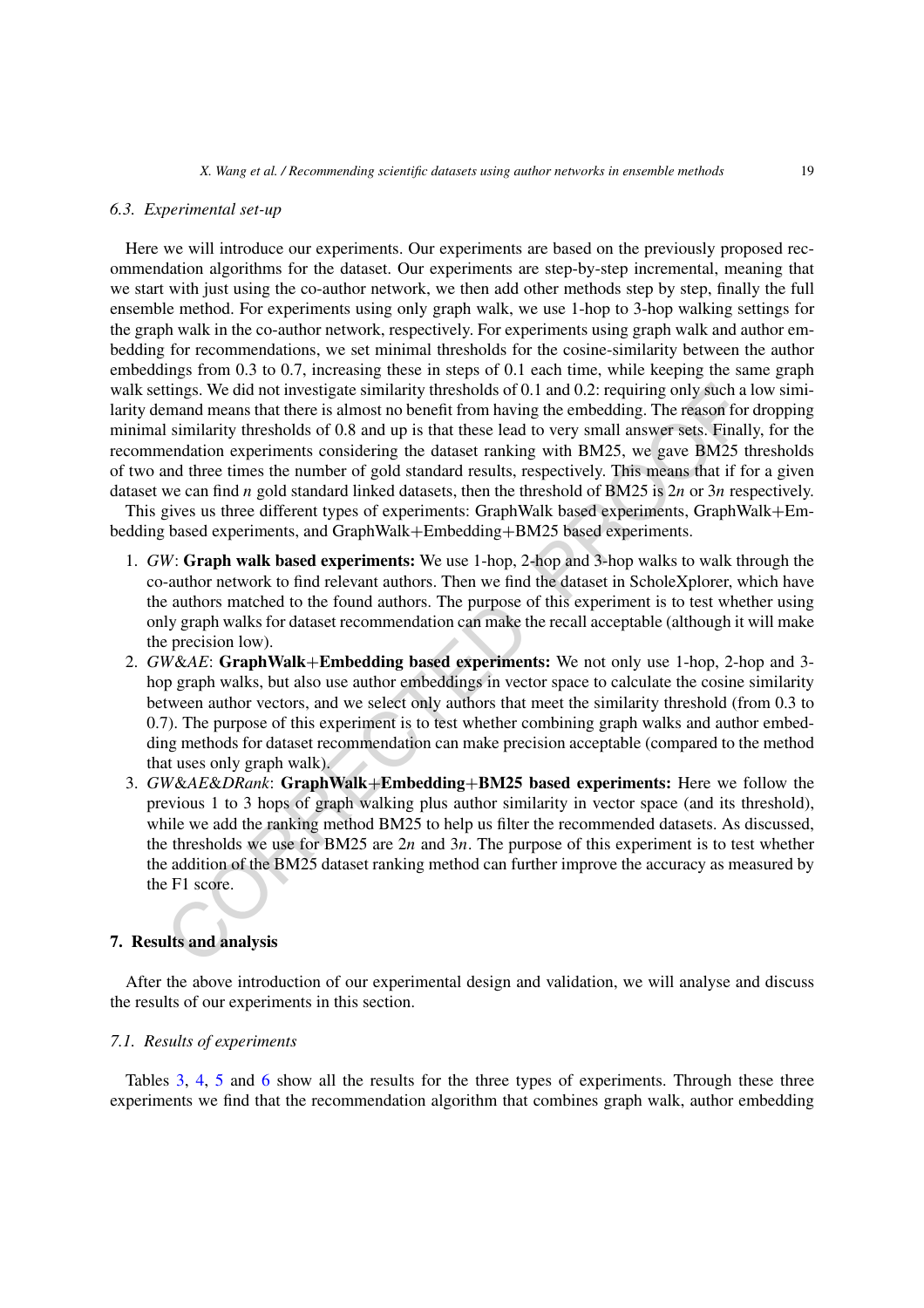### 6.3. Experimental set-up

Here we will introduce our experiments. Our experiments are based on the previously proposed recommendation algorithms for the dataset. Our experiments are step-by-step incremental, meaning that we start with just using the co-author network, we then add other methods step by step, finally the full ensemble method. For experiments using only graph walk, we use 1-hop to 3-hop walking settings for the graph walk in the co-author network, respectively. For experiments using graph walk and author embedding for recommendations, we set minimal thresholds for the cosine-similarity between the author embeddings from 0.3 to 0.7, increasing these in steps of 0.1 each time, while keeping the same graph walk settings. We did not investigate similarity thresholds of 0.1 and 0.2: requiring only such a low similarity demand means that there is almost no benefit from having the embedding. The reason for dropping minimal similarity thresholds of 0.8 and up is that these lead to very small answer sets. Finally, for the recommendation experiments considering the dataset ranking with BM25, we gave BM25 thresholds of two and three times the number of gold standard results, respectively. This means that if for a given dataset we can find $n$ gold standard linked datasets, then the threshold of BM25 is $2n$ or $3n$ respectively.

This gives us three different types of experiments: GraphWalk based experiments, GraphWalk+Embedding based experiments, and GraphWalk+Embedding+BM25 based experiments.

1. *GW*: **Graph walk based experiments:** We use 1-hop, 2-hop and 3-hop walks to walk through the co-author network to find relevant authors. Then we find the dataset in ScholeXplorer, which have the authors matched to the found authors. The purpose of this experiment is to test whether using only graph walks for dataset recommendation can make the recall acceptable (although it will make the precision low).
2. *GW&AE*: **GraphWalk+Embedding based experiments:** We not only use 1-hop, 2-hop and 3-hop graph walks, but also use author embeddings in vector space to calculate the cosine similarity between author vectors, and we select only authors that meet the similarity threshold (from 0.3 to 0.7). The purpose of this experiment is to test whether combining graph walks and author embedding methods for dataset recommendation can make precision acceptable (compared to the method that uses only graph walk).
3. *GW&AE&DRank*: **GraphWalk+Embedding+BM25 based experiments:** Here we follow the previous 1 to 3 hops of graph walking plus author similarity in vector space (and its threshold), while we add the ranking method BM25 to help us filter the recommended datasets. As discussed, the thresholds we use for BM25 are $2n$ and $3n$. The purpose of this experiment is to test whether the addition of the BM25 dataset ranking method can further improve the accuracy as measured by the F1 score.

## 7. Results and analysis

After the above introduction of our experimental design and validation, we will analyse and discuss the results of our experiments in this section.

### 7.1. Results of experiments

Tables 3, 4, 5 and 6 show all the results for the three types of experiments. Through these three experiments we find that the recommendation algorithm that combines graph walk, author embedding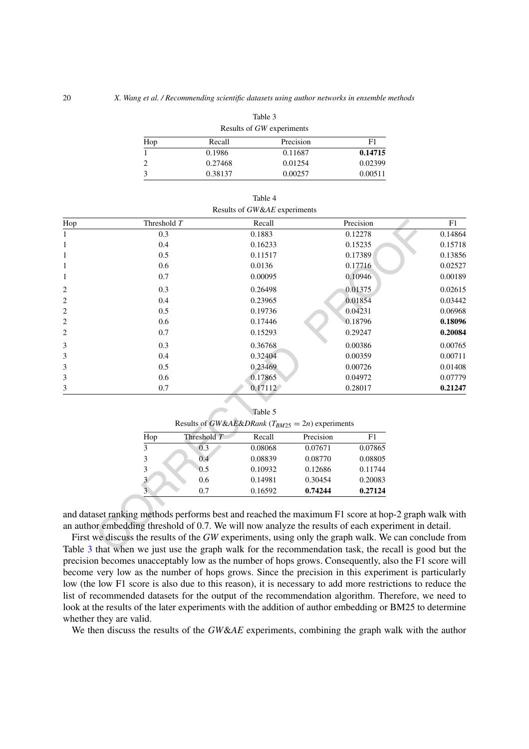Table 3

Results of *GW* experiments

| Hop | Recall | Precision | F1 |
|---|---|---|---|
| 1 | 0.1986 | 0.11687 | **0.14715** |
| 2 | 0.27468 | 0.01254 | 0.02399 |
| 3 | 0.38137 | 0.00257 | 0.00511 |

Table 4

Results of *GW&AE* experiments

| Hop | Threshold $T$ | Recall | Precision | F1 |
|---|---|---|---|---|
| 1 | 0.3 | 0.1883 | 0.12278 | 0.14864 |
| 1 | 0.4 | 0.16233 | 0.15235 | 0.15718 |
| 1 | 0.5 | 0.11517 | 0.17389 | 0.13856 |
| 1 | 0.6 | 0.0136 | 0.17716 | 0.02527 |
| 1 | 0.7 | 0.00095 | 0.10946 | 0.00189 |
| 2 | 0.3 | 0.26498 | 0.01375 | 0.02615 |
| 2 | 0.4 | 0.23965 | 0.01854 | 0.03442 |
| 2 | 0.5 | 0.19736 | 0.04231 | 0.06968 |
| 2 | 0.6 | 0.17446 | 0.18796 | **0.18096** |
| 2 | 0.7 | 0.15293 | 0.29247 | **0.20084** |
| 3 | 0.3 | 0.36768 | 0.00386 | 0.00765 |
| 3 | 0.4 | 0.32404 | 0.00359 | 0.00711 |
| 3 | 0.5 | 0.23469 | 0.00726 | 0.01408 |
| 3 | 0.6 | 0.17865 | 0.04972 | 0.07779 |
| 3 | 0.7 | 0.17112 | 0.28017 | **0.21247** |

Table 5

Results of *GW&AE&DRank* ($T_{BM25} = 2n$) experiments

| Hop | Threshold $T$ | Recall | Precision | F1 |
|---|---|---|---|---|
| 3 | 0.3 | 0.08068 | 0.07671 | 0.07865 |
| 3 | 0.4 | 0.08839 | 0.08770 | 0.08805 |
| 3 | 0.5 | 0.10932 | 0.12686 | 0.11744 |
| 3 | 0.6 | 0.14981 | 0.30454 | 0.20083 |
| 3 | 0.7 | 0.16592 | **0.74244** | **0.27124** |

and dataset ranking methods performs best and reached the maximum F1 score at hop-2 graph walk with an author embedding threshold of 0.7. We will now analyze the results of each experiment in detail.

First we discuss the results of the *GW* experiments, using only the graph walk. We can conclude from Table 3 that when we just use the graph walk for the recommendation task, the recall is good but the precision becomes unacceptably low as the number of hops grows. Consequently, also the F1 score will become very low as the number of hops grows. Since the precision in this experiment is particularly low (the low F1 score is also due to this reason), it is necessary to add more restrictions to reduce the list of recommended datasets for the output of the recommendation algorithm. Therefore, we need to look at the results of the later experiments with the addition of author embedding or BM25 to determine whether they are valid.

We then discuss the results of the *GW&AE* experiments, combining the graph walk with the author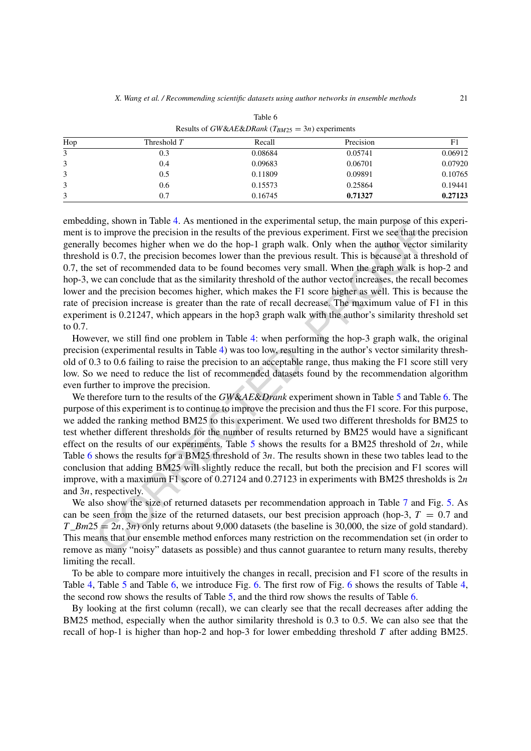Table 6

Results of *GW&AE&DRank* ($T_{BM25} = 3n$) experiments

| Hop | Threshold $T$ | Recall | Precision | F1 |
|---|---|---|---|---|
| 3 | 0.3 | 0.08684 | 0.05741 | 0.06912 |
| 3 | 0.4 | 0.09683 | 0.06701 | 0.07920 |
| 3 | 0.5 | 0.11809 | 0.09891 | 0.10765 |
| 3 | 0.6 | 0.15573 | 0.25864 | 0.19441 |
| 3 | 0.7 | 0.16745 | **0.71327** | **0.27123** |

embedding, shown in Table 4. As mentioned in the experimental setup, the main purpose of this experiment is to improve the precision in the results of the previous experiment. First we see that the precision generally becomes higher when we do the hop-1 graph walk. Only when the author vector similarity threshold is 0.7, the precision becomes lower than the previous result. This is because at a threshold of 0.7, the set of recommended data to be found becomes very small. When the graph walk is hop-2 and hop-3, we can conclude that as the similarity threshold of the author vector increases, the recall becomes lower and the precision becomes higher, which makes the F1 score higher as well. This is because the rate of precision increase is greater than the rate of recall decrease. The maximum value of F1 in this experiment is 0.21247, which appears in the hop3 graph walk with the author's similarity threshold set to 0.7.

However, we still find one problem in Table 4: when performing the hop-3 graph walk, the original precision (experimental results in Table 4) was too low, resulting in the author's vector similarity threshold of 0.3 to 0.6 failing to raise the precision to an acceptable range, thus making the F1 score still very low. So we need to reduce the list of recommended datasets found by the recommendation algorithm even further to improve the precision.

We therefore turn to the results of the *GW&AE&Drank* experiment shown in Table 5 and Table 6. The purpose of this experiment is to continue to improve the precision and thus the F1 score. For this purpose, we added the ranking method BM25 to this experiment. We used two different thresholds for BM25 to test whether different thresholds for the number of results returned by BM25 would have a significant effect on the results of our experiments. Table 5 shows the results for a BM25 threshold of $2n$, while Table 6 shows the results for a BM25 threshold of $3n$. The results shown in these two tables lead to the conclusion that adding BM25 will slightly reduce the recall, but both the precision and F1 scores will improve, with a maximum F1 score of 0.27124 and 0.27123 in experiments with BM25 thresholds is $2n$ and $3n$, respectively.

We also show the size of returned datasets per recommendation approach in Table 7 and Fig. 5. As can be seen from the size of the returned datasets, our best precision approach (hop-3, $T = 0.7$ and $T\_Bm25 = 2n, 3n$) only returns about 9,000 datasets (the baseline is 30,000, the size of gold standard). This means that our ensemble method enforces many restriction on the recommendation set (in order to remove as many "noisy" datasets as possible) and thus cannot guarantee to return many results, thereby limiting the recall.

To be able to compare more intuitively the changes in recall, precision and F1 score of the results in Table 4, Table 5 and Table 6, we introduce Fig. 6. The first row of Fig. 6 shows the results of Table 4, the second row shows the results of Table 5, and the third row shows the results of Table 6.

By looking at the first column (recall), we can clearly see that the recall decreases after adding the BM25 method, especially when the author similarity threshold is 0.3 to 0.5. We can also see that the recall of hop-1 is higher than hop-2 and hop-3 for lower embedding threshold $T$ after adding BM25.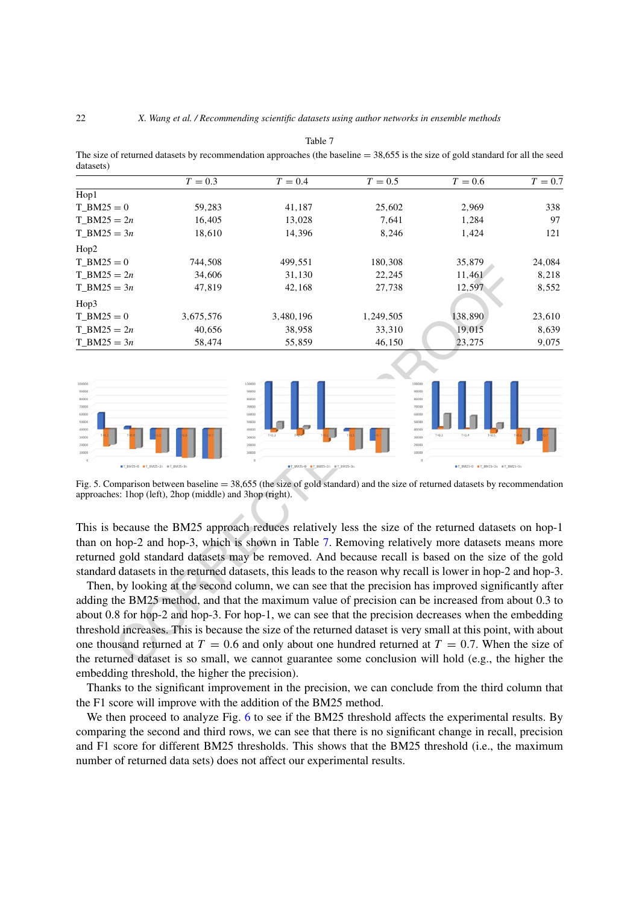Table 7

The size of returned datasets by recommendation approaches (the baseline = 38,655 is the size of gold standard for all the seed datasets)

| | $T = 0.3$ | $T = 0.4$ | $T = 0.5$ | $T = 0.6$ | $T = 0.7$ |
|---|---|---|---|---|---|
| Hop1 | | | | | |
| T_BM25 = 0 | 59,283 | 41,187 | 25,602 | 2,969 | 338 |
| T_BM25 = $2n$ | 16,405 | 13,028 | 7,641 | 1,284 | 97 |
| T_BM25 = $3n$ | 18,610 | 14,396 | 8,246 | 1,424 | 121 |
| Hop2 | | | | | |
| T_BM25 = 0 | 744,508 | 499,551 | 180,308 | 35,879 | 24,084 |
| T_BM25 = $2n$ | 34,606 | 31,130 | 22,245 | 11,461 | 8,218 |
| T_BM25 = $3n$ | 47,819 | 42,168 | 27,738 | 12,597 | 8,552 |
| Hop3 | | | | | |
| T_BM25 = 0 | 3,675,576 | 3,480,196 | 1,249,505 | 138,890 | 23,610 |
| T_BM25 = $2n$ | 40,656 | 38,958 | 33,310 | 19,015 | 8,639 |
| T_BM25 = $3n$ | 58,474 | 55,859 | 46,150 | 23,275 | 9,075 |

Fig. 5. Comparison between baseline = 38,655 (the size of gold standard) and the size of returned datasets by recommendation approaches: 1hop (left), 2hop (middle) and 3hop (right).

This is because the BM25 approach reduces relatively less the size of the returned datasets on hop-1 than on hop-2 and hop-3, which is shown in Table 7. Removing relatively more datasets means more returned gold standard datasets may be removed. And because recall is based on the size of the gold standard datasets in the returned datasets, this leads to the reason why recall is lower in hop-2 and hop-3.

Then, by looking at the second column, we can see that the precision has improved significantly after adding the BM25 method, and that the maximum value of precision can be increased from about 0.3 to about 0.8 for hop-2 and hop-3. For hop-1, we can see that the precision decreases when the embedding threshold increases. This is because the size of the returned dataset is very small at this point, with about one thousand returned at $T = 0.6$ and only about one hundred returned at $T = 0.7$. When the size of the returned dataset is so small, we cannot guarantee some conclusion will hold (e.g., the higher the embedding threshold, the higher the precision).

Thanks to the significant improvement in the precision, we can conclude from the third column that the F1 score will improve with the addition of the BM25 method.

We then proceed to analyze Fig. 6 to see if the BM25 threshold affects the experimental results. By comparing the second and third rows, we can see that there is no significant change in recall, precision and F1 score for different BM25 thresholds. This shows that the BM25 threshold (i.e., the maximum number of returned data sets) does not affect our experimental results.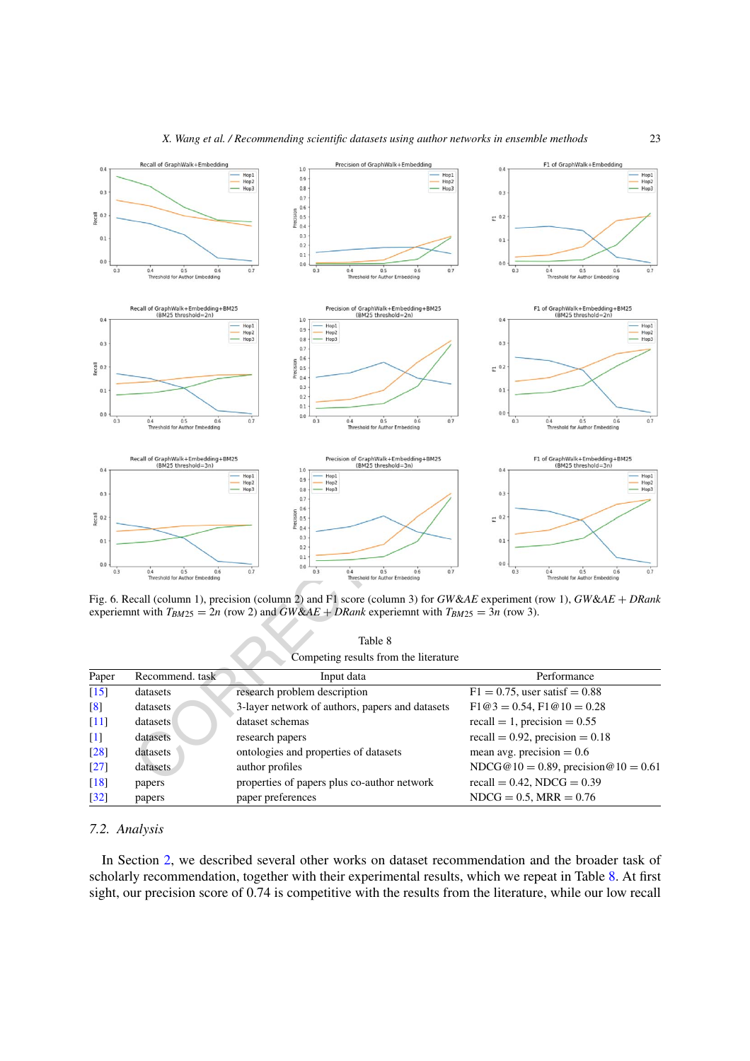Fig. 6. Recall (column 1), precision (column 2) and F1 score (column 3) for *GW&AE* experiment (row 1), *GW&AE + DRank* experiemnt with $T_{BM25} = 2n$ (row 2) and *GW&AE + DRank* experiemnt with $T_{BM25} = 3n$ (row 3).

Table 8

Competing results from the literature

| Paper | Recommend. task | Input data | Performance |
|---|---|---|---|
| [15] | datasets | research problem description | F1 = 0.75, user satisf = 0.88 |
| [8] | datasets | 3-layer network of authors, papers and datasets | F1@3 = 0.54, F1@10 = 0.28 |
| [11] | datasets | dataset schemas | recall = 1, precision = 0.55 |
| [1] | datasets | research papers | recall = 0.92, precision = 0.18 |
| [28] | datasets | ontologies and properties of datasets | mean avg. precision = 0.6 |
| [27] | datasets | author profiles | NDCG@10 = 0.89, precision@10 = 0.61 |
| [18] | papers | properties of papers plus co-author network | recall = 0.42, NDCG = 0.39 |
| [32] | papers | paper preferences | NDCG = 0.5, MRR = 0.76 |

### 7.2. Analysis

In Section 2, we described several other works on dataset recommendation and the broader task of scholarly recommendation, together with their experimental results, which we repeat in Table 8. At first sight, our precision score of 0.74 is competitive with the results from the literature, while our low recall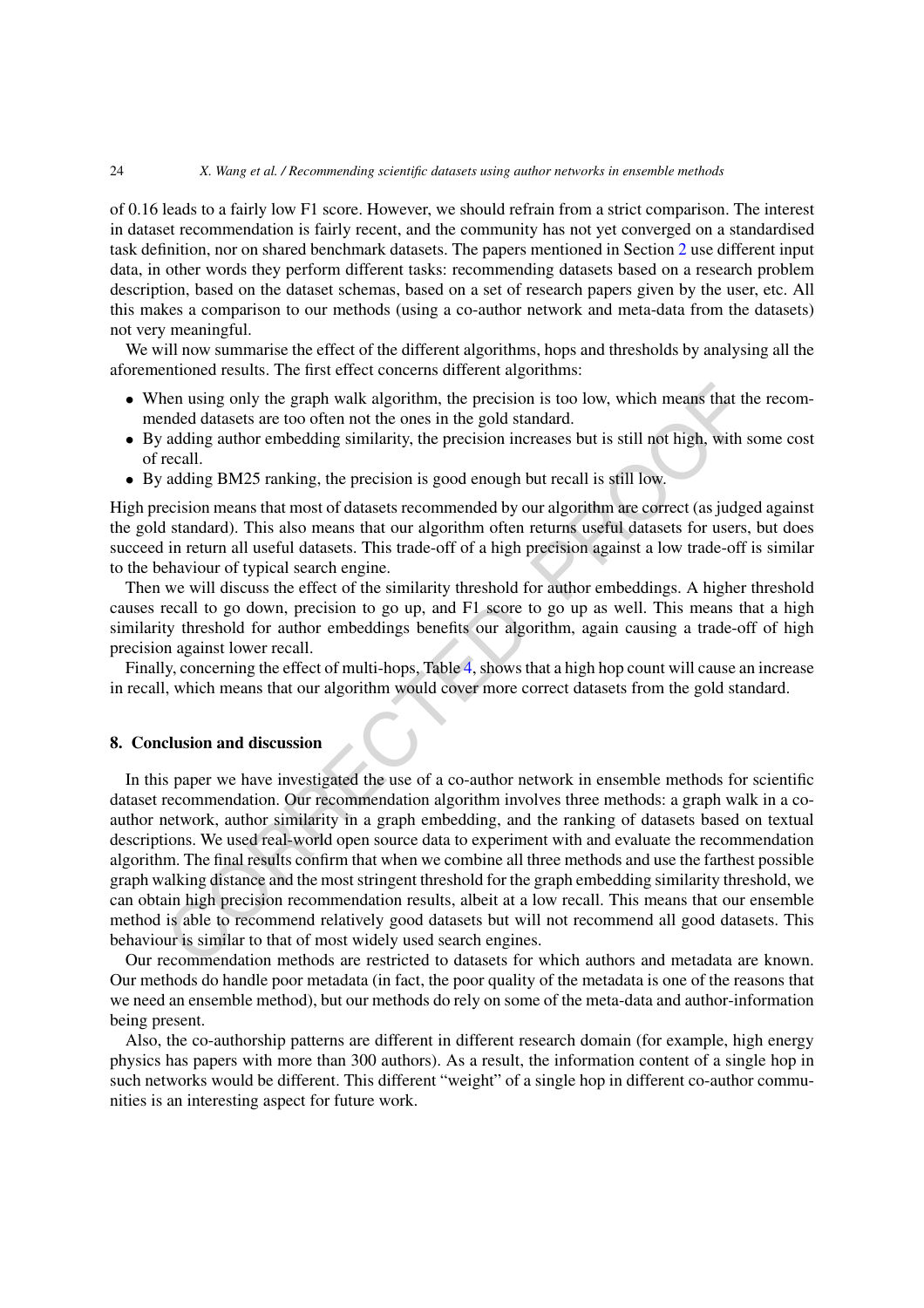of 0.16 leads to a fairly low F1 score. However, we should refrain from a strict comparison. The interest in dataset recommendation is fairly recent, and the community has not yet converged on a standardised task definition, nor on shared benchmark datasets. The papers mentioned in Section 2 use different input data, in other words they perform different tasks: recommending datasets based on a research problem description, based on the dataset schemas, based on a set of research papers given by the user, etc. All this makes a comparison to our methods (using a co-author network and meta-data from the datasets) not very meaningful.

We will now summarise the effect of the different algorithms, hops and thresholds by analysing all the aforementioned results. The first effect concerns different algorithms:

- When using only the graph walk algorithm, the precision is too low, which means that the recommended datasets are too often not the ones in the gold standard.
- By adding author embedding similarity, the precision increases but is still not high, with some cost of recall.
- By adding BM25 ranking, the precision is good enough but recall is still low.

High precision means that most of datasets recommended by our algorithm are correct (as judged against the gold standard). This also means that our algorithm often returns useful datasets for users, but does succeed in return all useful datasets. This trade-off of a high precision against a low trade-off is similar to the behaviour of typical search engine.

Then we will discuss the effect of the similarity threshold for author embeddings. A higher threshold causes recall to go down, precision to go up, and F1 score to go up as well. This means that a high similarity threshold for author embeddings benefits our algorithm, again causing a trade-off of high precision against lower recall.

Finally, concerning the effect of multi-hops, Table 4, shows that a high hop count will cause an increase in recall, which means that our algorithm would cover more correct datasets from the gold standard.

## 8. Conclusion and discussion

In this paper we have investigated the use of a co-author network in ensemble methods for scientific dataset recommendation. Our recommendation algorithm involves three methods: a graph walk in a co-author network, author similarity in a graph embedding, and the ranking of datasets based on textual descriptions. We used real-world open source data to experiment with and evaluate the recommendation algorithm. The final results confirm that when we combine all three methods and use the farthest possible graph walking distance and the most stringent threshold for the graph embedding similarity threshold, we can obtain high precision recommendation results, albeit at a low recall. This means that our ensemble method is able to recommend relatively good datasets but will not recommend all good datasets. This behaviour is similar to that of most widely used search engines.

Our recommendation methods are restricted to datasets for which authors and metadata are known. Our methods do handle poor metadata (in fact, the poor quality of the metadata is one of the reasons that we need an ensemble method), but our methods do rely on some of the meta-data and author-information being present.

Also, the co-authorship patterns are different in different research domain (for example, high energy physics has papers with more than 300 authors). As a result, the information content of a single hop in such networks would be different. This different "weight" of a single hop in different co-author communities is an interesting aspect for future work.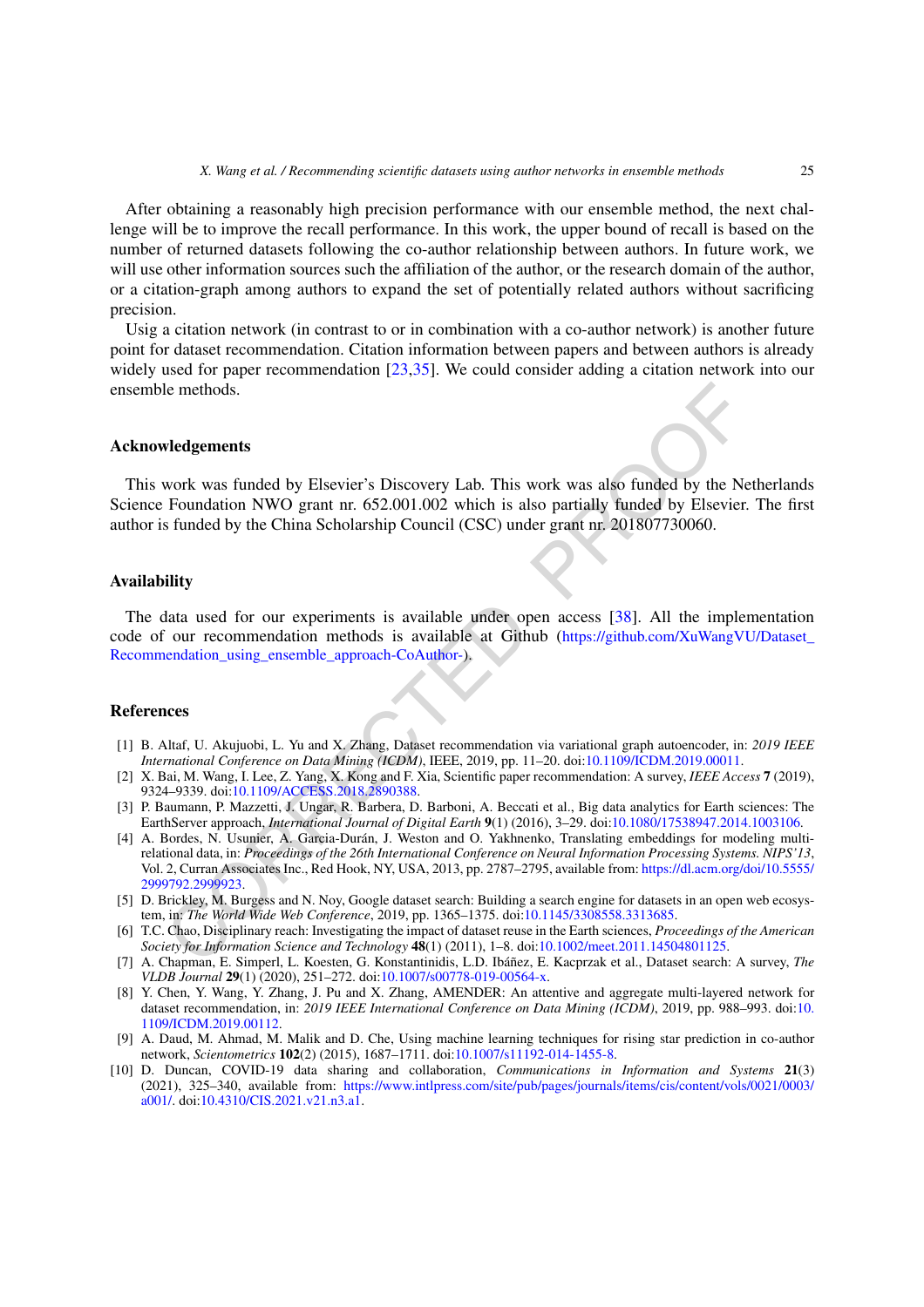After obtaining a reasonably high precision performance with our ensemble method, the next challenge will be to improve the recall performance. In this work, the upper bound of recall is based on the number of returned datasets following the co-author relationship between authors. In future work, we will use other information sources such the affiliation of the author, or the research domain of the author, or a citation-graph among authors to expand the set of potentially related authors without sacrificing precision.

Usig a citation network (in contrast to or in combination with a co-author network) is another future point for dataset recommendation. Citation information between papers and between authors is already widely used for paper recommendation [23,35]. We could consider adding a citation network into our ensemble methods.

## Acknowledgements

This work was funded by Elsevier's Discovery Lab. This work was also funded by the Netherlands Science Foundation NWO grant nr. 652.001.002 which is also partially funded by Elsevier. The first author is funded by the China Scholarship Council (CSC) under grant nr. 201807730060.

## Availability

The data used for our experiments is available under open access [38]. All the implementation code of our recommendation methods is available at Github (https://github.com/XuWangVU/Dataset_Recommendation_using_ensemble_approach-CoAuthor-).

## References

[1] B. Altaf, U. Akujuobi, L. Yu and X. Zhang, Dataset recommendation via variational graph autoencoder, in: *2019 IEEE International Conference on Data Mining (ICDM)*, IEEE, 2019, pp. 11–20. doi:10.1109/ICDM.2019.00011.

[2] X. Bai, M. Wang, I. Lee, Z. Yang, X. Kong and F. Xia, Scientific paper recommendation: A survey, *IEEE Access* **7** (2019), 9324–9339. doi:10.1109/ACCESS.2018.2890388.

[3] P. Baumann, P. Mazzetti, J. Ungar, R. Barbera, D. Barboni, A. Beccati et al., Big data analytics for Earth sciences: The EarthServer approach, *International Journal of Digital Earth* **9**(1) (2016), 3–29. doi:10.1080/17538947.2014.1003106.

[4] A. Bordes, N. Usunier, A. Garcia-Durán, J. Weston and O. Yakhnenko, Translating embeddings for modeling multi-relational data, in: *Proceedings of the 26th International Conference on Neural Information Processing Systems. NIPS'13*, Vol. 2, Curran Associates Inc., Red Hook, NY, USA, 2013, pp. 2787–2795, available from: https://dl.acm.org/doi/10.5555/2999792.2999923.

[5] D. Brickley, M. Burgess and N. Noy, Google dataset search: Building a search engine for datasets in an open web ecosystem, in: *The World Wide Web Conference*, 2019, pp. 1365–1375. doi:10.1145/3308558.3313685.

[6] T.C. Chao, Disciplinary reach: Investigating the impact of dataset reuse in the Earth sciences, *Proceedings of the American Society for Information Science and Technology* **48**(1) (2011), 1–8. doi:10.1002/meet.2011.14504801125.

[7] A. Chapman, E. Simperl, L. Koesten, G. Konstantinidis, L.D. Ibáñez, E. Kacprzak et al., Dataset search: A survey, *The VLDB Journal* **29**(1) (2020), 251–272. doi:10.1007/s00778-019-00564-x.

[8] Y. Chen, Y. Wang, Y. Zhang, J. Pu and X. Zhang, AMENDER: An attentive and aggregate multi-layered network for dataset recommendation, in: *2019 IEEE International Conference on Data Mining (ICDM)*, 2019, pp. 988–993. doi:10.1109/ICDM.2019.00112.

[9] A. Daud, M. Ahmad, M. Malik and D. Che, Using machine learning techniques for rising star prediction in co-author network, *Scientometrics* **102**(2) (2015), 1687–1711. doi:10.1007/s11192-014-1455-8.

[10] D. Duncan, COVID-19 data sharing and collaboration, *Communications in Information and Systems* **21**(3) (2021), 325–340, available from: https://www.intlpress.com/site/pub/pages/journals/items/cis/content/vols/0021/0003/a001/. doi:10.4310/CIS.2021.v21.n3.a1.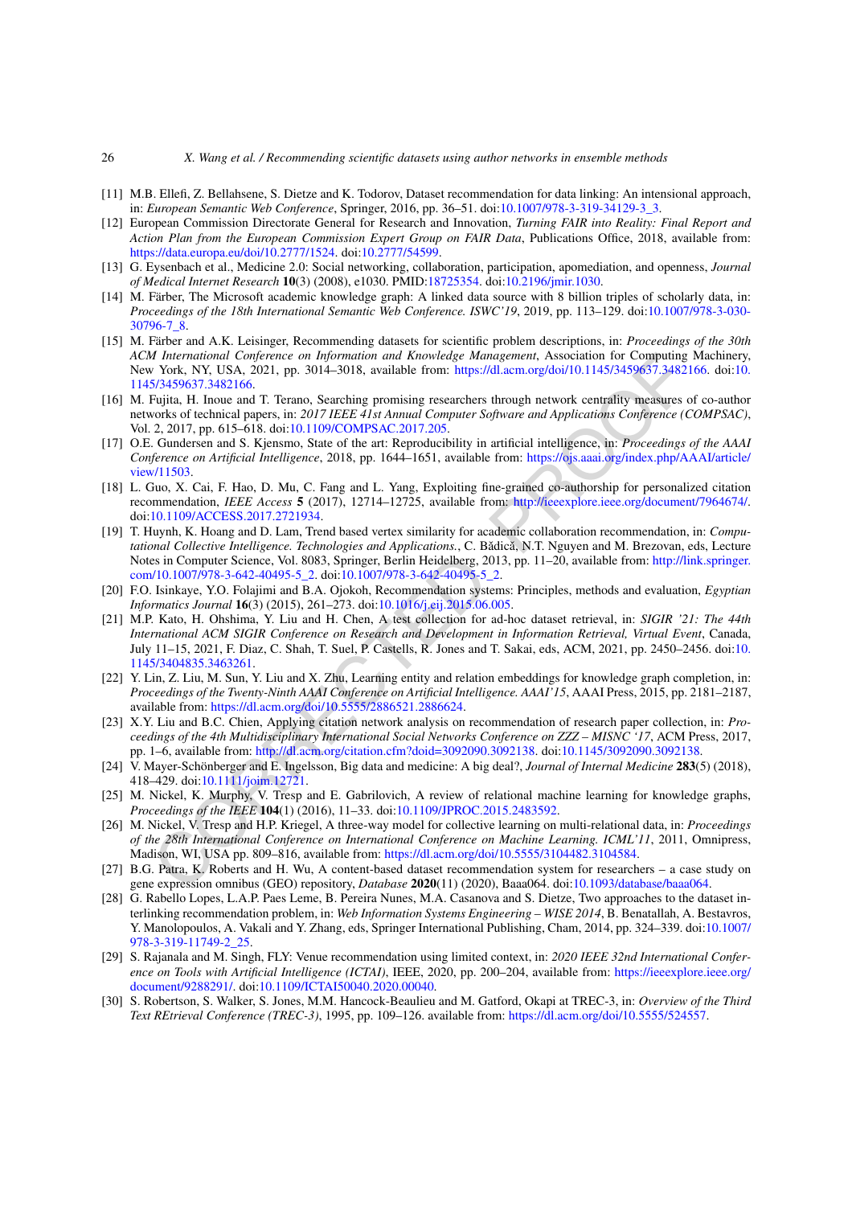[11] M.B. Ellefi, Z. Bellahsene, S. Dietze and K. Todorov, Dataset recommendation for data linking: An intensional approach, in: *European Semantic Web Conference*, Springer, 2016, pp. 36–51. doi:10.1007/978-3-319-34129-3_3.

[12] European Commission Directorate General for Research and Innovation, *Turning FAIR into Reality: Final Report and Action Plan from the European Commission Expert Group on FAIR Data*, Publications Office, 2018, available from: https://data.europa.eu/doi/10.2777/1524. doi:10.2777/54599.

[13] G. Eysenbach et al., Medicine 2.0: Social networking, collaboration, participation, apomediation, and openness, *Journal of Medical Internet Research* **10**(3) (2008), e1030. PMID:18725354. doi:10.2196/jmir.1030.

[14] M. Färber, The Microsoft academic knowledge graph: A linked data source with 8 billion triples of scholarly data, in: *Proceedings of the 18th International Semantic Web Conference. ISWC'19*, 2019, pp. 113–129. doi:10.1007/978-3-030-30796-7_8.

[15] M. Färber and A.K. Leisinger, Recommending datasets for scientific problem descriptions, in: *Proceedings of the 30th ACM International Conference on Information and Knowledge Management*, Association for Computing Machinery, New York, NY, USA, 2021, pp. 3014–3018, available from: https://dl.acm.org/doi/10.1145/3459637.3482166. doi:10.1145/3459637.3482166.

[16] M. Fujita, H. Inoue and T. Terano, Searching promising researchers through network centrality measures of co-author networks of technical papers, in: *2017 IEEE 41st Annual Computer Software and Applications Conference (COMPSAC)*, Vol. 2, 2017, pp. 615–618. doi:10.1109/COMPSAC.2017.205.

[17] O.E. Gundersen and S. Kjensmo, State of the art: Reproducibility in artificial intelligence, in: *Proceedings of the AAAI Conference on Artificial Intelligence*, 2018, pp. 1644–1651, available from: https://ojs.aaai.org/index.php/AAAI/article/view/11503.

[18] L. Guo, X. Cai, F. Hao, D. Mu, C. Fang and L. Yang, Exploiting fine-grained co-authorship for personalized citation recommendation, *IEEE Access* **5** (2017), 12714–12725, available from: http://ieeexplore.ieee.org/document/7964674/. doi:10.1109/ACCESS.2017.2721934.

[19] T. Huynh, K. Hoang and D. Lam, Trend based vertex similarity for academic collaboration recommendation, in: *Computational Collective Intelligence. Technologies and Applications.*, C. Bădică, N.T. Nguyen and M. Brezovan, eds, Lecture Notes in Computer Science, Vol. 8083, Springer, Berlin Heidelberg, 2013, pp. 11–20, available from: http://link.springer.com/10.1007/978-3-642-40495-5_2. doi:10.1007/978-3-642-40495-5_2.

[20] F.O. Isinkaye, Y.O. Folajimi and B.A. Ojokoh, Recommendation systems: Principles, methods and evaluation, *Egyptian Informatics Journal* **16**(3) (2015), 261–273. doi:10.1016/j.eij.2015.06.005.

[21] M.P. Kato, H. Ohshima, Y. Liu and H. Chen, A test collection for ad-hoc dataset retrieval, in: *SIGIR '21: The 44th International ACM SIGIR Conference on Research and Development in Information Retrieval, Virtual Event*, Canada, July 11–15, 2021, F. Diaz, C. Shah, T. Suel, P. Castells, R. Jones and T. Sakai, eds, ACM, 2021, pp. 2450–2456. doi:10.1145/3404835.3463261.

[22] Y. Lin, Z. Liu, M. Sun, Y. Liu and X. Zhu, Learning entity and relation embeddings for knowledge graph completion, in: *Proceedings of the Twenty-Ninth AAAI Conference on Artificial Intelligence. AAAI'15*, AAAI Press, 2015, pp. 2181–2187, available from: https://dl.acm.org/doi/10.5555/2886521.2886624.

[23] X.Y. Liu and B.C. Chien, Applying citation network analysis on recommendation of research paper collection, in: *Proceedings of the 4th Multidisciplinary International Social Networks Conference on ZZZ – MISNC '17*, ACM Press, 2017, pp. 1–6, available from: http://dl.acm.org/citation.cfm?doid=3092090.3092138. doi:10.1145/3092090.3092138.

[24] V. Mayer-Schönberger and E. Ingelsson, Big data and medicine: A big deal?, *Journal of Internal Medicine* **283**(5) (2018), 418–429. doi:10.1111/joim.12721.

[25] M. Nickel, K. Murphy, V. Tresp and E. Gabrilovich, A review of relational machine learning for knowledge graphs, *Proceedings of the IEEE* **104**(1) (2016), 11–33. doi:10.1109/JPROC.2015.2483592.

[26] M. Nickel, V. Tresp and H.P. Kriegel, A three-way model for collective learning on multi-relational data, in: *Proceedings of the 28th International Conference on International Conference on Machine Learning. ICML'11*, 2011, Omnipress, Madison, WI, USA pp. 809–816, available from: https://dl.acm.org/doi/10.5555/3104482.3104584.

[27] B.G. Patra, K. Roberts and H. Wu, A content-based dataset recommendation system for researchers – a case study on gene expression omnibus (GEO) repository, *Database* **2020**(11) (2020), Baaa064. doi:10.1093/database/baaa064.

[28] G. Rabello Lopes, L.A.P. Paes Leme, B. Pereira Nunes, M.A. Casanova and S. Dietze, Two approaches to the dataset interlinking recommendation problem, in: *Web Information Systems Engineering – WISE 2014*, B. Benatallah, A. Bestavros, Y. Manolopoulos, A. Vakali and Y. Zhang, eds, Springer International Publishing, Cham, 2014, pp. 324–339. doi:10.1007/978-3-319-11749-2_25.

[29] S. Rajanala and M. Singh, FLY: Venue recommendation using limited context, in: *2020 IEEE 32nd International Conference on Tools with Artificial Intelligence (ICTAI)*, IEEE, 2020, pp. 200–204, available from: https://ieeexplore.ieee.org/document/9288291/. doi:10.1109/ICTAI50040.2020.00040.

[30] S. Robertson, S. Walker, S. Jones, M.M. Hancock-Beaulieu and M. Gatford, Okapi at TREC-3, in: *Overview of the Third Text REtrieval Conference (TREC-3)*, 1995, pp. 109–126. available from: https://dl.acm.org/doi/10.5555/524557.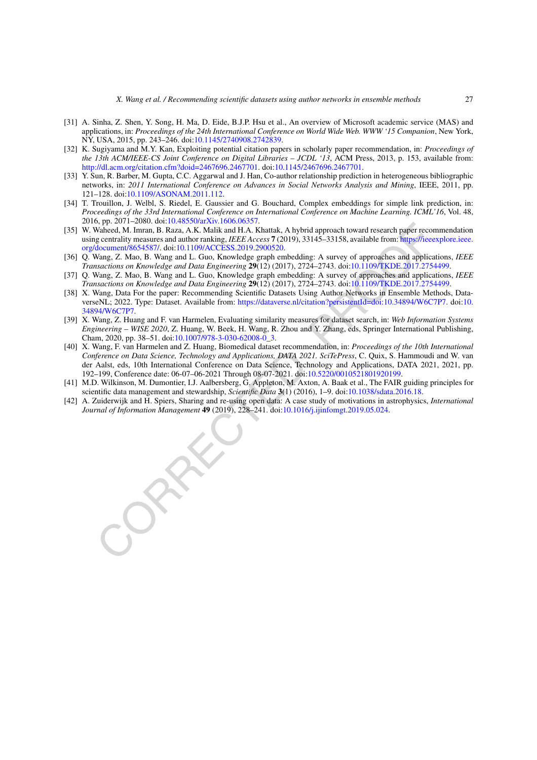[31] A. Sinha, Z. Shen, Y. Song, H. Ma, D. Eide, B.J.P. Hsu et al., An overview of Microsoft academic service (MAS) and applications, in: *Proceedings of the 24th International Conference on World Wide Web. WWW '15 Companion*, New York, NY, USA, 2015, pp. 243–246. doi:10.1145/2740908.2742839.

[32] K. Sugiyama and M.Y. Kan, Exploiting potential citation papers in scholarly paper recommendation, in: *Proceedings of the 13th ACM/IEEE-CS Joint Conference on Digital Libraries – JCDL '13*, ACM Press, 2013, p. 153, available from: http://dl.acm.org/citation.cfm?doid=2467696.2467701. doi:10.1145/2467696.2467701.

[33] Y. Sun, R. Barber, M. Gupta, C.C. Aggarwal and J. Han, Co-author relationship prediction in heterogeneous bibliographic networks, in: *2011 International Conference on Advances in Social Networks Analysis and Mining*, IEEE, 2011, pp. 121–128. doi:10.1109/ASONAM.2011.112.

[34] T. Trouillon, J. Welbl, S. Riedel, E. Gaussier and G. Bouchard, Complex embeddings for simple link prediction, in: *Proceedings of the 33rd International Conference on International Conference on Machine Learning. ICML'16*, Vol. 48, 2016, pp. 2071–2080. doi:10.48550/arXiv.1606.06357.

[35] W. Waheed, M. Imran, B. Raza, A.K. Malik and H.A. Khattak, A hybrid approach toward research paper recommendation using centrality measures and author ranking, *IEEE Access* **7** (2019), 33145–33158, available from: https://ieeexplore.ieee.org/document/8654587/. doi:10.1109/ACCESS.2019.2900520.

[36] Q. Wang, Z. Mao, B. Wang and L. Guo, Knowledge graph embedding: A survey of approaches and applications, *IEEE Transactions on Knowledge and Data Engineering* **29**(12) (2017), 2724–2743. doi:10.1109/TKDE.2017.2754499.

[37] Q. Wang, Z. Mao, B. Wang and L. Guo, Knowledge graph embedding: A survey of approaches and applications, *IEEE Transactions on Knowledge and Data Engineering* **29**(12) (2017), 2724–2743. doi:10.1109/TKDE.2017.2754499.

[38] X. Wang, Data For the paper: Recommending Scientific Datasets Using Author Networks in Ensemble Methods, DataverseNL; 2022. Type: Dataset. Available from: https://dataverse.nl/citation?persistentId=doi:10.34894/W6C7P7. doi:10.34894/W6C7P7.

[39] X. Wang, Z. Huang and F. van Harmelen, Evaluating similarity measures for dataset search, in: *Web Information Systems Engineering – WISE 2020*, Z. Huang, W. Beek, H. Wang, R. Zhou and Y. Zhang, eds, Springer International Publishing, Cham, 2020, pp. 38–51. doi:10.1007/978-3-030-62008-0_3.

[40] X. Wang, F. van Harmelen and Z. Huang, Biomedical dataset recommendation, in: *Proceedings of the 10th International Conference on Data Science, Technology and Applications, DATA 2021. SciTePress*, C. Quix, S. Hammoudi and W. van der Aalst, eds, 10th International Conference on Data Science, Technology and Applications, DATA 2021, 2021, pp. 192–199, Conference date: 06-07-2021 Through 08-07-2021. doi:10.5220/0010521801920199.

[41] M.D. Wilkinson, M. Dumontier, I.J. Aalbersberg, G. Appleton, M. Axton, A. Baak et al., The FAIR guiding principles for scientific data management and stewardship, *Scientific Data* **3**(1) (2016), 1–9. doi:10.1038/sdata.2016.18.

[42] A. Zuiderwijk and H. Spiers, Sharing and re-using open data: A case study of motivations in astrophysics, *International Journal of Information Management* **49** (2019), 228–241. doi:10.1016/j.ijinfomgt.2019.05.024.